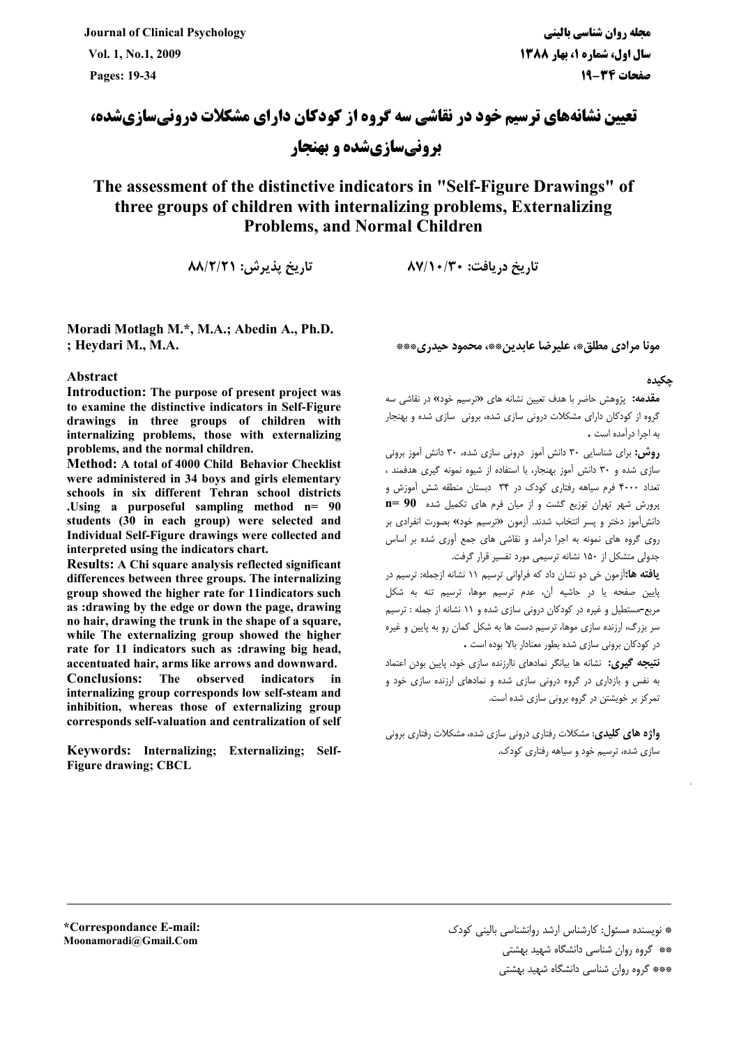# تعیین نشانه‌های ترسیم خود در نقاشی سه گروه از کودکان دارای مشکلات درونی‌سازی‌شده، برونی‌سازی‌شده و بهنجار

# The assessment of the distinctive indicators in "Self-Figure Drawings" of three groups of children with internalizing problems, Externalizing Problems, and Normal Children

تاریخ دریافت: ۸۷/۱۰/۳۰ تاریخ پذیرش: ۸۸/۲/۲۱

**Moradi Motlagh M.*, M.A.; Abedin A., Ph.D. ; Heydari M., M.A.**

**مونا مرادی مطلق*، علیرضا عابدین**، محمود حیدری*****

## Abstract

**Introduction:** **The purpose of present project was to examine the distinctive indicators in Self-Figure drawings in three groups of children with internalizing problems, those with externalizing problems, and the normal children.**

**Method:** **A total of 4000 Child Behavior Checklist were administered in 34 boys and girls elementary schools in six different Tehran school districts .Using a purposeful sampling method n= 90 students (30 in each group) were selected and Individual Self-Figure drawings were collected and interpreted using the indicators chart.**

**Results:** **A Chi square analysis reflected significant differences between three groups. The internalizing group showed the higher rate for 11indicators such as :drawing by the edge or down the page, drawing no hair, drawing the trunk in the shape of a square, while The externalizing group showed the higher rate for 11 indicators such as :drawing big head, accentuated hair, arms like arrows and downward.**

**Conclusions:** **The observed indicators in internalizing group corresponds low self-steam and inhibition, whereas those of externalizing group corresponds self-valuation and centralization of self**

**Keywords:** **Internalizing; Externalizing; Self-Figure drawing; CBCL**

## چکیده

**مقدمه:** پژوهش حاضر با هدف تعیین نشانه های «ترسیم خود» در نقاشی سه گروه از کودکان دارای مشکلات درونی سازی شده، برونی سازی شده و بهنجار به اجرا درآمده است .

**روش:** برای شناسایی ۳۰ دانش آموز درونی سازی شده، ۳۰ دانش آموز برونی سازی شده و ۳۰ دانش آموز بهنجار، با استفاده از شیوه نمونه گیری هدفمند ، تعداد ۴۰۰۰ فرم سیاهه رفتاری کودک در ۳۴ دبستان منطقه شش آموزش و پرورش شهر تهران توزیع گشت و از میان فرم های تکمیل شده n= 90 دانش‌آموز دختر و پسر انتخاب شدند. آزمون «ترسیم خود» بصورت انفرادی بر روی گروه های نمونه به اجرا درآمد و نقاشی های جمع آوری شده بر اساس جدولی متشکل از ۱۵۰ نشانه ترسیمی مورد تفسیر قرار گرفت.

**یافته ها:** آزمون خی دو نشان داد که فراوانی ترسیم ۱۱ نشانه ازجمله: ترسیم در پایین صفحه یا در حاشیه آن، عدم ترسیم موها، ترسیم تنه به شکل مربع-مستطیل و غیره در کودکان درونی سازی شده و ۱۱ نشانه از جمله : ترسیم سر بزرگ، ارزنده سازی موها، ترسیم دست ها به شکل کمان رو به پایین و غیره در کودکان برونی سازی شده بطور معنادار بالا بوده است .

**نتیجه گیری:** نشانه ها بیانگر نمادهای ناارزنده سازی خود، پایین بودن اعتماد به نفس و بازداری در گروه درونی سازی شده و نمادهای ارزنده سازی خود و تمرکز بر خویشتن در گروه برونی سازی شده است.

**واژه های کلیدی:** مشکلات رفتاری درونی سازی شده، مشکلات رفتاری برونی سازی شده، ترسیم خود و سیاهه رفتاری کودک.

---

***Correspondance E-mail:**
**Moonamoradi@Gmail.Com**

* نویسنده مسئول: کارشناس ارشد روانشناسی بالینی کودک

** گروه روان شناسی دانشگاه شهید بهشتی

*** گروه روان شناسی دانشگاه شهید بهشتی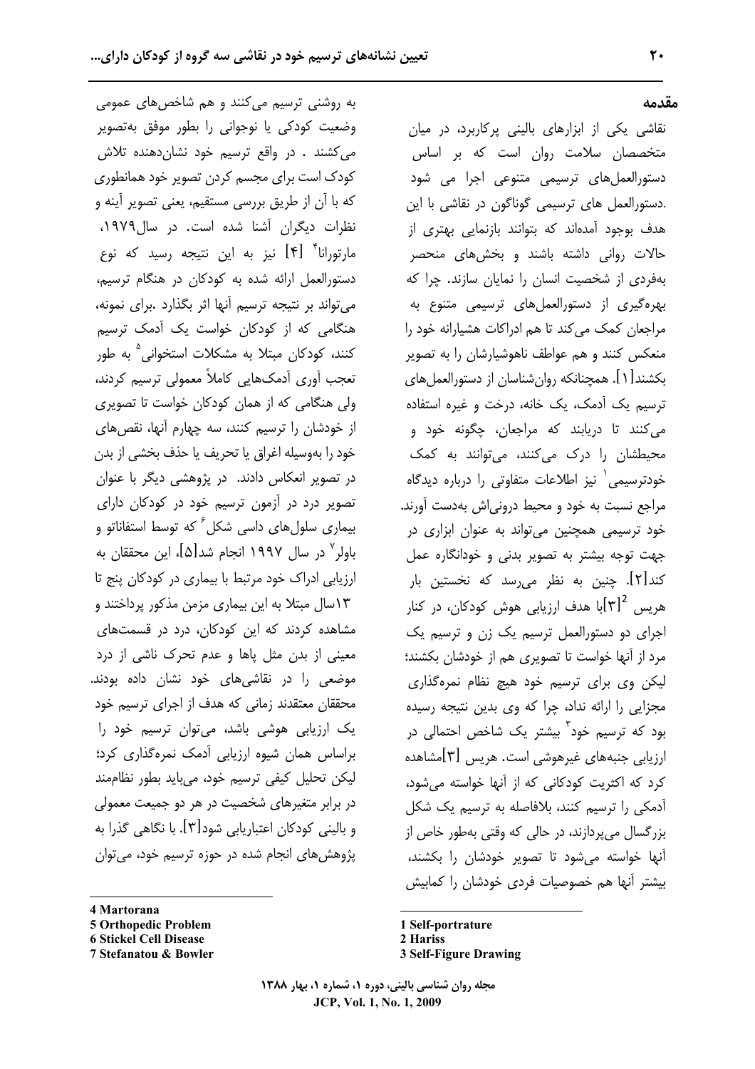## مقدمه

نقاشی یکی از ابزارهای بالینی پرکاربرد، در میان متخصصان سلامت روان است که بر اساس دستورالعمل‌های ترسیمی متنوعی اجرا می شود .دستورالعمل های ترسیمی گوناگون در نقاشی با این هدف بوجود آمده‌اند که بتوانند بازنمایی بهتری از حالات روانی داشته باشند و بخش‌های منحصر به‌فردی از شخصیت انسان را نمایان سازند. چرا که بهره‌گیری از دستورالعمل‌های ترسیمی متنوع به مراجعان کمک می‌کند تا هم ادراکات هشیارانه خود را منعکس کنند و هم عواطف ناهوشیارشان را به تصویر بکشند[۱]. همچنانکه روان‌شناسان از دستورالعمل‌های ترسیم یک آدمک، یک خانه، درخت و غیره استفاده می‌کنند تا دریابند که مراجعان، چگونه خود و محیطشان را درک می‌کنند، می‌توانند به کمک خودترسیمی[1] نیز اطلاعات متفاوتی را درباره دیدگاه مراجع نسبت به خود و محیط درونی‌اش به‌دست آورند. خود ترسیمی همچنین می‌تواند به عنوان ابزاری در جهت توجه بیشتر به تصویر بدنی و خودانگاره عمل کند[۲]. چنین به نظر می‌رسد که نخستین بار هریس[2] [۳]با هدف ارزیابی هوش کودکان، در کنار اجرای دو دستورالعمل ترسیم یک زن و ترسیم یک مرد از آنها خواست تا تصویری هم از خودشان بکشند؛ لیکن وی برای ترسیم خود هیچ نظام نمره‌گذاری مجزایی را ارائه نداد، چرا که وی بدین نتیجه رسیده بود که ترسیم خود[3] بیشتر یک شاخص احتمالی در ارزیابی جنبه‌های غیرهوشی است. هریس [۳]مشاهده کرد که اکثریت کودکانی که از آنها خواسته می‌شود، آدمکی را ترسیم کنند، بلافاصله به ترسیم یک شکل بزرگسال می‌پردازند، در حالی که وقتی به‌طور خاص از آنها خواسته می‌شود تا تصویر خودشان را بکشند، بیشتر آنها هم خصوصیات فردی خودشان را کمابیش به روشنی ترسیم می‌کنند و هم شاخص‌های عمومی وضعیت کودکی یا نوجوانی را بطور موفق به‌تصویر می‌کشند . در واقع ترسیم خود نشان‌دهنده تلاش کودک است برای مجسم کردن تصویر خود همانطوری که با آن از طریق بررسی مستقیم، یعنی تصویر آینه و نظرات دیگران آشنا شده است. در سال۱۹۷۹، مارتورانا[4] [۴] نیز به این نتیجه رسید که نوع دستورالعمل ارائه شده به کودکان در هنگام ترسیم، می‌تواند بر نتیجه ترسیم آنها اثر بگذارد .برای نمونه، هنگامی که از کودکان خواست یک آدمک ترسیم کنند، کودکان مبتلا به مشکلات استخوانی[5] به طور تعجب آوری آدمک‌هایی کاملاً معمولی ترسیم کردند، ولی هنگامی که از همان کودکان خواست تا تصویری از خودشان را ترسیم کنند، سه چهارم آنها، نقص‌های خود را به‌وسیله اغراق یا تحریف یا حذف بخشی از بدن در تصویر انعکاس دادند. در پژوهشی دیگر با عنوان تصویر درد در آزمون ترسیم خود در کودکان دارای بیماری سلول‌های داسی شکل[6] که توسط استفاناتو و باولر[7] در سال ۱۹۹۷ انجام شد[۵]، این محققان به ارزیابی ادراک خود مرتبط با بیماری در کودکان پنج تا ۱۳سال مبتلا به این بیماری مزمن مذکور پرداختند و مشاهده کردند که این کودکان، درد در قسمت‌های معینی از بدن مثل پاها و عدم تحرک ناشی از درد موضعی را در نقاشی‌های خود نشان داده بودند. محققان معتقدند زمانی که هدف از اجرای ترسیم خود یک ارزیابی هوشی باشد، می‌توان ترسیم خود را براساس همان شیوه ارزیابی آدمک نمره‌گذاری کرد؛ لیکن تحلیل کیفی ترسیم خود، می‌باید بطور نظام‌مند در برابر متغیرهای شخصیت در هر دو جمعیت معمولی و بالینی کودکان اعتباریابی شود[۳]. با نگاهی گذرا به پژوهش‌های انجام شده در حوزه ترسیم خود، می‌توان

---

1 Self-portrature
2 Hariss
3 Self-Figure Drawing
4 Martorana
5 Orthopedic Problem
6 Stickel Cell Disease
7 Stefanatou & Bowler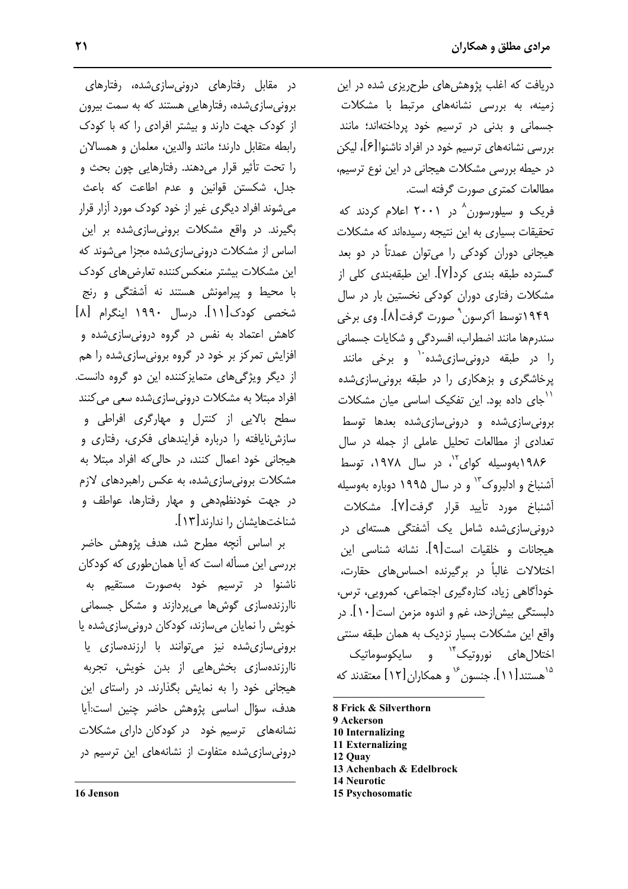دریافت که اغلب پژوهش‌های طرح‌ریزی شده در این زمینه، به بررسی نشانه‌های مرتبط با مشکلات جسمانی و بدنی در ترسیم خود پرداخته‌اند؛ مانند بررسی نشانه‌های ترسیم خود در افراد ناشنوا[۶]، لیکن در حیطه بررسی مشکلات هیجانی در این نوع ترسیم، مطالعات کمتری صورت گرفته است.

فریک و سیلورسورن[8] در ۲۰۰۱ اعلام کردند که تحقیقات بسیاری به این نتیجه رسیده‌اند که مشکلات هیجانی دوران کودکی را می‌توان عمدتاً در دو بعد گسترده طبقه بندی کرد[۷]. این طبقه‌بندی کلی از مشکلات رفتاری دوران کودکی نخستین بار در سال ۱۹۴۹توسط آکرسون[9] صورت گرفت[۸]. وی برخی سندرم‌ها مانند اضطراب، افسردگی و شکایات جسمانی را در طبقه درونی‌سازی‌شده[10] و برخی مانند پرخاشگری و بزهکاری را در طبقه برونی‌سازی‌شده[11]جای داده بود. این تفکیک اساسی میان مشکلات برونی‌سازی‌شده و درونی‌سازی‌شده بعدها توسط تعدادی از مطالعات تحلیل عاملی از جمله در سال ۱۹۸۶به‌وسیله کوای[12]، در سال ۱۹۷۸، توسط آشنباخ و ادلبروک[13] و در سال ۱۹۹۵ دوباره به‌وسیله آشنباخ مورد تأیید قرار گرفت[۷]. مشکلات درونی‌سازی‌شده شامل یک آشفتگی هسته‌ای در هیجانات و خلقیات است[۹]. نشانه شناسی این اختلالات غالباً در برگیرنده احساس‌های حقارت، خودآگاهی زیاد، کناره‌گیری اجتماعی، کمرویی، ترس، دلبستگی بیش‌ازحد، غم و اندوه مزمن است[۱۰]. در واقع این مشکلات بسیار نزدیک به همان طبقه سنتی اختلال‌های نوروتیک[14] و سایکوسوماتیک[15]هستند[۱۱]. جنسون[16] و همکاران[۱۲] معتقدند که در مقابل رفتارهای درونی‌سازی‌شده، رفتارهای برونی‌سازی‌شده، رفتارهایی هستند که به سمت بیرون از کودک جهت دارند و بیشتر افرادی را که با کودک رابطه متقابل دارند؛ مانند والدین، معلمان و همسالان را تحت تأثیر قرار می‌دهند. رفتارهایی چون بحث و جدل، شکستن قوانین و عدم اطاعت که باعث می‌شوند افراد دیگری غیر از خود کودک مورد آزار قرار بگیرند. در واقع مشکلات برونی‌سازی‌شده بر این اساس از مشکلات درونی‌سازی‌شده مجزا می‌شوند که این مشکلات بیشتر منعکس‌کننده تعارض‌های کودک با محیط و پیرامونش هستند نه آشفتگی و رنج شخصی کودک[۱۱]. درسال ۱۹۹۰ اینگرام [۸] کاهش اعتماد به نفس در گروه درونی‌سازی‌شده و افزایش تمرکز بر خود در گروه برونی‌سازی‌شده را هم از دیگر ویژگی‌های متمایزکننده این دو گروه دانست. افراد مبتلا به مشکلات درونی‌سازی‌شده سعی می‌کنند سطح بالایی از کنترل و مهارگری افراطی و سازش‌نایافته را درباره فرایندهای فکری، رفتاری و هیجانی خود اعمال کنند، در حالی‌که افراد مبتلا به مشکلات برونی‌سازی‌شده، به عکس راهبردهای لازم در جهت خودنظم‌دهی و مهار رفتارها، عواطف و شناخت‌هایشان را ندارند[۱۳].

بر اساس آنچه مطرح شد، هدف پژوهش حاضر بررسی این مسأله است که آیا همان‌طوری که کودکان ناشنوا در ترسیم خود به‌صورت مستقیم به ناارزنده‌سازی گوش‌ها می‌پردازند و مشکل جسمانی خویش را نمایان می‌سازند، کودکان درونی‌سازی‌شده یا برونی‌سازی‌شده نیز می‌توانند با ارزنده‌سازی یا ناارزنده‌سازی بخش‌هایی از بدن خویش، تجربه هیجانی خود را به نمایش بگذارند. در راستای این هدف، سؤال اساسی پژوهش حاضر چنین است:آیا نشانه‌های ترسیم خود در کودکان دارای مشکلات درونی‌سازی‌شده متفاوت از نشانه‌های این ترسیم در

---

8 Frick & Silverthorn

9 Ackerson

10 Internalizing

11 Externalizing

12 Quay

13 Achenbach & Edelbrock

14 Neurotic

15 Psychosomatic

16 Jenson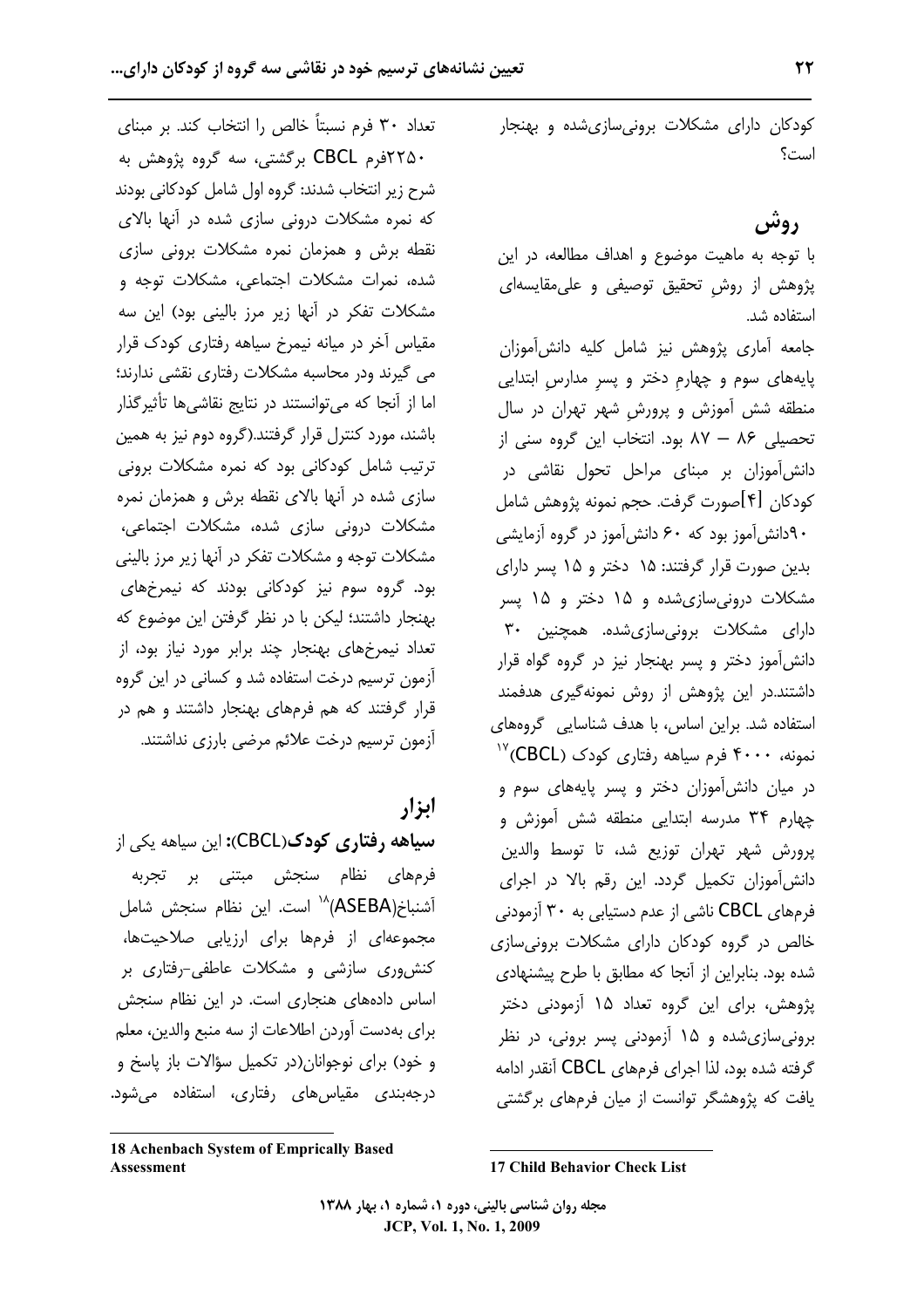کودکان دارای مشکلات برونی‌سازی‌شده و بهنجار است؟

## روش

با توجه به ماهیت موضوع و اهداف مطالعه، در این پژوهش از روشِ تحقیق توصیفی و علی‌مقایسه‌ای استفاده شد.

جامعه آماری پژوهش نیز شامل کلیه دانش‌آموزان پایه‌های سوم و چهارمِ دختر و پسرِ مدارسِ ابتدایی منطقه شش آموزش و پرورشِ شهر تهران در سال تحصیلی ۸۶ – ۸۷ بود. انتخاب این گروه سنی از دانش‌آموزان بر مبنای مراحل تحول نقاشی در کودکان [۴]صورت گرفت. حجم نمونه پژوهش شامل ۹۰دانش‌آموز بود که ۶۰ دانش‌آموز در گروه آزمایشی بدین صورت قرار گرفتند: ۱۵ دختر و ۱۵ پسر دارای مشکلات درونی‌سازی‌شده و ۱۵ دختر و ۱۵ پسر دارای مشکلات برونی‌سازی‌شده. همچنین ۳۰ دانش‌آموز دختر و پسر بهنجار نیز در گروه گواه قرار داشتند.در این پژوهش از روش نمونه‌گیری هدفمند استفاده شد. براین اساس، با هدف شناسایی گروه‌های نمونه، ۴۰۰۰ فرم سیاهه رفتاری کودک (CBCL)[17] در میان دانش‌آموزان دختر و پسر پایه‌های سوم و چهارم ۳۴ مدرسه ابتدایی منطقه شش آموزش و پرورش شهر تهران توزیع شد، تا توسط والدین دانش‌آموزان تکمیل گردد. این رقم بالا در اجرای فرم‌های CBCL ناشی از عدم دستیابی به ۳۰ آزمودنی خالص در گروه کودکان دارای مشکلات برونی‌سازی شده بود. بنابراین از آنجا که مطابق با طرح پیشنهادی پژوهش، برای این گروه تعداد ۱۵ آزمودنی دختر برونی‌سازی‌شده و ۱۵ آزمودنی پسر برونی، در نظر گرفته شده بود، لذا اجرای فرم‌های CBCL آنقدر ادامه یافت که پژوهشگر توانست از میان فرم‌های برگشتی تعداد ۳۰ فرم نسبتاً خالص را انتخاب کند. بر مبنای ۲۲۵۰فرم CBCL برگشتی، سه گروه پژوهش به شرح زیر انتخاب شدند: گروه اول شامل کودکانی بودند که نمره مشکلات درونی سازی شده در آنها بالای نقطه برش و همزمان نمره مشکلات برونی سازی شده، نمرات مشکلات اجتماعی، مشکلات توجه و مشکلات تفکر در آنها زیر مرز بالینی بود) این سه مقیاس آخر در میانه نیمرخ سیاهه رفتاری کودک قرار می گیرند ودر محاسبه مشکلات رفتاری نقشی ندارند؛ اما از آنجا که می‌توانستند در نتایج نقاشی‌ها تأثیرگذار باشند، مورد کنترل قرار گرفتند.(گروه دوم نیز به همین ترتیب شامل کودکانی بود که نمره مشکلات برونی سازی شده در آنها بالای نقطه برش و همزمان نمره مشکلات درونی سازی شده، مشکلات اجتماعی، مشکلات توجه و مشکلات تفکر در آنها زیر مرز بالینی بود. گروه سوم نیز کودکانی بودند که نیمرخ‌های بهنجار داشتند؛ لیکن با در نظر گرفتن این موضوع که تعداد نیمرخ‌های بهنجار چند برابر مورد نیاز بود، از آزمون ترسیم درخت استفاده شد و کسانی در این گروه قرار گرفتند که هم فرم‌های بهنجار داشتند و هم در آزمون ترسیم درخت علائم مرضی بارزی نداشتند.

## ابزار

**سیاهه رفتاری کودک(CBCL):** این سیاهه یکی از فرم‌های نظام سنجش مبتنی بر تجربه آشنباخ(ASEBA)[18] است. این نظام سنجش شامل مجموعه‌ای از فرم‌ها برای ارزیابی صلاحیت‌ها، کنش‌وری سازشی و مشکلات عاطفی-رفتاری بر اساس داده‌های هنجاری است. در این نظام سنجش برای به‌دست آوردن اطلاعات از سه منبع والدین، معلم و خود) برای نوجوانان(در تکمیل سؤالات باز پاسخ و درجه‌بندی مقیاس‌های رفتاری، استفاده می‌شود.

---

**17 Child Behavior Check List**

**18 Achenbach System of Emprically Based Assessment**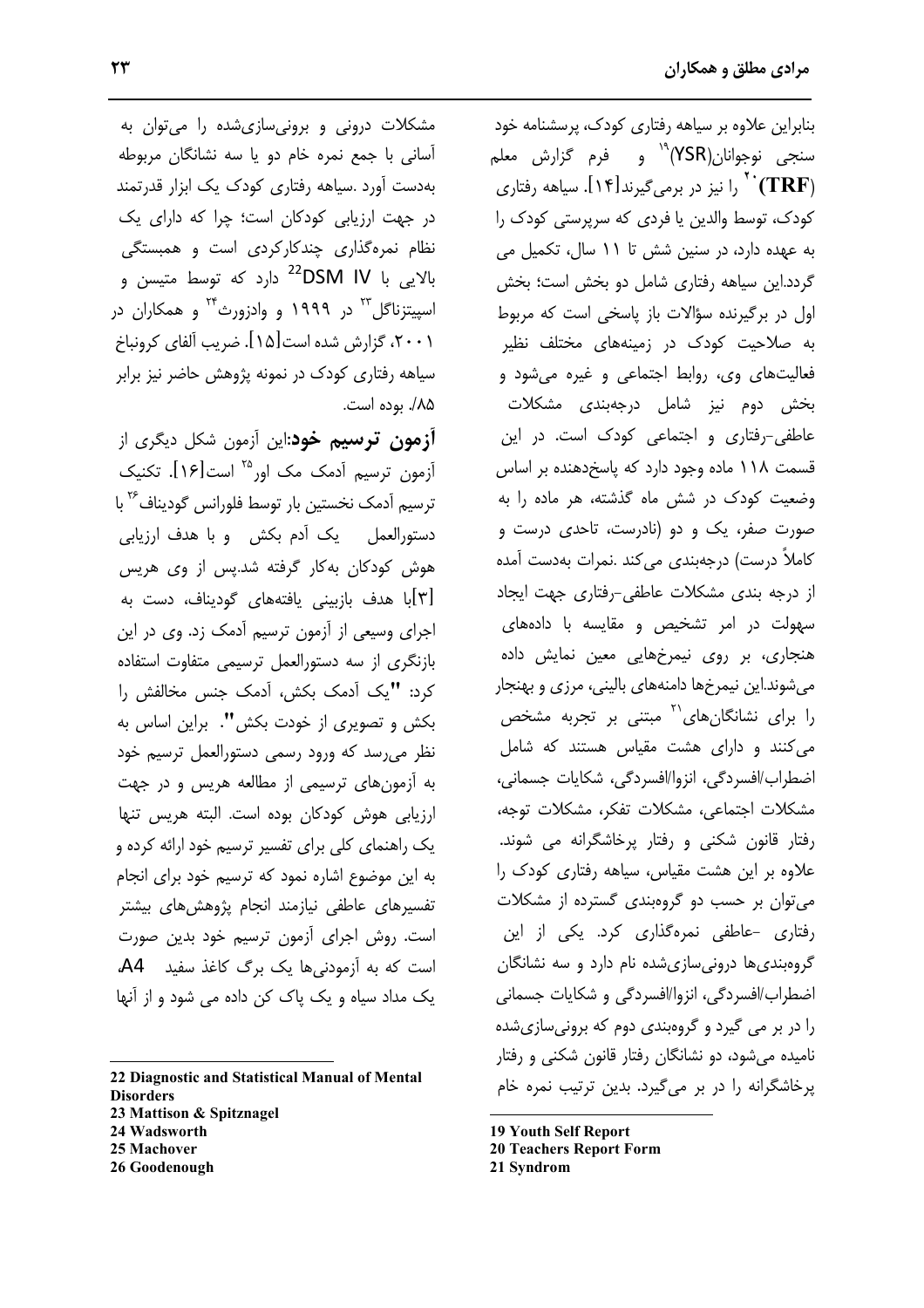بنابراین علاوه بر سیاهه رفتاری کودک، پرسشنامه خود سنجی نوجوانان(YSR)[19] و فرم گزارش معلم (TRF)[20] را نیز در برمی‌گیرند[۱۴]. سیاهه رفتاری کودک، توسط والدین یا فردی که سرپرستی کودک را به عهده دارد، در سنین شش تا ۱۱ سال، تکمیل می گردد.این سیاهه رفتاری شامل دو بخش است؛ بخش اول در برگیرنده سؤالات باز پاسخی است که مربوط به صلاحیت کودک در زمینه‌های مختلف نظیر فعالیت‌های وی، روابط اجتماعی و غیره می‌شود و بخش دوم نیز شامل درجه‌بندی مشکلات عاطفی-رفتاری و اجتماعی کودک است. در این قسمت ۱۱۸ ماده وجود دارد که پاسخ‌دهنده بر اساس وضعیت کودک در شش ماه گذشته، هر ماده را به صورت صفر، یک و دو (نادرست، تاحدی درست و کاملاً درست) درجه‌بندی می‌کند .نمرات به‌دست آمده از درجه بندی مشکلات عاطفی-رفتاری جهت ایجاد سهولت در امر تشخیص و مقایسه با داده‌های هنجاری، بر روی نیمرخ‌هایی معین نمایش داده می‌شوند.این نیمرخ‌ها دامنه‌های بالینی، مرزی و بهنجار را برای نشانگان‌های[21] مبتنی بر تجربه مشخص می‌کنند و دارای هشت مقیاس هستند که شامل اضطراب/افسردگی، انزوا/افسردگی، شکایات جسمانی، مشکلات اجتماعی، مشکلات تفکر، مشکلات توجه، رفتار قانون شکنی و رفتار پرخاشگرانه می شوند. علاوه بر این هشت مقیاس، سیاهه رفتاری کودک را می‌توان بر حسب دو گروه‌بندی گسترده از مشکلات رفتاری -عاطفی نمره‌گذاری کرد. یکی از این گروه‌بندی‌ها درونی‌سازی‌شده نام دارد و سه نشانگان اضطراب/افسردگی، انزوا/افسردگی و شکایات جسمانی را در بر می گیرد و گروه‌بندی دوم که برونی‌سازی‌شده نامیده می‌شود، دو نشانگان رفتار قانون شکنی و رفتار پرخاشگرانه را در بر می‌گیرد. بدین ترتیب نمره خام مشکلات درونی و برونی‌سازی‌شده را می‌توان به آسانی با جمع نمره خام دو یا سه نشانگان مربوطه به‌دست آورد .سیاهه رفتاری کودک یک ابزار قدرتمند در جهت ارزیابی کودکان است؛ چرا که دارای یک نظام نمره‌گذاری چندکارکردی است و همبستگی بالایی با DSM IV[22] دارد که توسط متیسن و اسپیتزناگل[23] در ۱۹۹۹ و وادزورث[24] و همکاران در ۲۰۰۱، گزارش شده است[۱۵]. ضریب آلفای کرونباخ سیاهه رفتاری کودک در نمونه پژوهش حاضر نیز برابر ۰/۸۵ بوده است.

**آزمون ترسیم خود:**این آزمون شکل دیگری از آزمون ترسیم آدمک مک اور[25] است[۱۶]. تکنیک ترسیم آدمک نخستین بار توسط فلورانس گودیناف[26] با دستورالعمل یک آدم بکش و با هدف ارزیابی هوش کودکان به‌کار گرفته شد.پس از وی هریس [۳]با هدف بازبینی یافته‌های گودیناف، دست به اجرای وسیعی از آزمون ترسیم آدمک زد. وی در این بازنگری از سه دستورالعمل ترسیمی متفاوت استفاده کرد: "یک آدمک بکش، آدمک جنس مخالفش را بکش و تصویری از خودت بکش". براین اساس به نظر می‌رسد که ورود رسمی دستورالعمل ترسیم خود به آزمون‌های ترسیمی از مطالعه هریس و در جهت ارزیابی هوش کودکان بوده است. البته هریس تنها یک راهنمای کلی برای تفسیر ترسیم خود ارائه کرده و به این موضوع اشاره نمود که ترسیم خود برای انجام تفسیرهای عاطفی نیازمند انجام پژوهش‌های بیشتر است. روش اجرای آزمون ترسیم خود بدین صورت است که به آزمودنی‌ها یک برگ کاغذ سفید A4، یک مداد سیاه و یک پاک کن داده می شود و از آنها

---

19 Youth Self Report
20 Teachers Report Form
21 Syndrom
22 Diagnostic and Statistical Manual of Mental Disorders
23 Mattison & Spitznagel
24 Wadsworth
25 Machover
26 Goodenough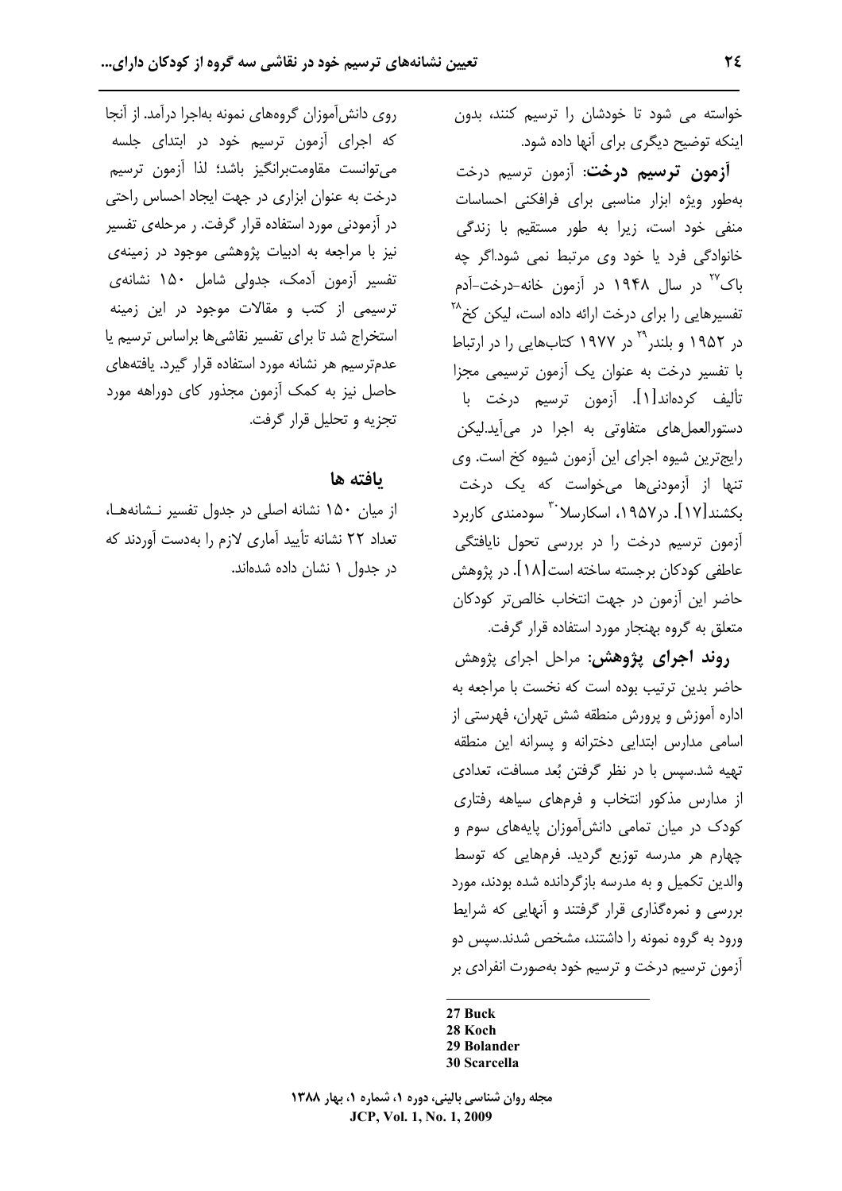خواسته می شود تا خودشان را ترسیم کنند، بدون اینکه توضیح دیگری برای آنها داده شود.

**آزمون ترسیم درخت**: آزمون ترسیم درخت به‌طور ویژه ابزار مناسبی برای فرافکنی احساسات منفی خود است، زیرا به طور مستقیم با زندگی خانوادگی فرد یا خود وی مرتبط نمی شود.اگر چه باک[27] در سال ۱۹۴۸ در آزمون خانه-درخت-آدم تفسیرهایی را برای درخت ارائه داده است، لیکن کخ[28] در ۱۹۵۲ و بلندر[29] در ۱۹۷۷ کتاب‌هایی را در ارتباط با تفسیر درخت به عنوان یک آزمون ترسیمی مجزا تألیف کرده‌اند[۱]. آزمون ترسیم درخت با دستورالعمل‌های متفاوتی به اجرا در می‌آید.لیکن رایج‌ترین شیوه اجرای این آزمون شیوه کخ است. وی تنها از آزمودنی‌ها می‌خواست که یک درخت بکشند[۱۷]. در۱۹۵۷، اسکارسلا[30] سودمندی کاربرد آزمون ترسیم درخت را در بررسی تحول نایافتگی عاطفی کودکان برجسته ساخته است[۱۸]. در پژوهش حاضر این آزمون در جهت انتخاب خالص‌تر کودکان متعلق به گروه بهنجار مورد استفاده قرار گرفت.

**روند اجرای پژوهش**: مراحل اجرای پژوهش حاضر بدین ترتیب بوده است که نخست با مراجعه به اداره آموزش و پرورش منطقه شش تهران، فهرستی از اسامی مدارس ابتدایی دخترانه و پسرانه این منطقه تهیه شد.سپس با در نظر گرفتن بُعد مسافت، تعدادی از مدارس مذکور انتخاب و فرم‌های سیاهه رفتاری کودک در میان تمامی دانش‌آموزان پایه‌های سوم و چهارم هر مدرسه توزیع گردید. فرم‌هایی که توسط والدین تکمیل و به مدرسه بازگردانده شده بودند، مورد بررسی و نمره‌گذاری قرار گرفتند و آنهایی که شرایط ورود به گروه نمونه را داشتند، مشخص شدند.سپس دو آزمون ترسیم درخت و ترسیم خود به‌صورت انفرادی بر روی دانش‌آموزان گروه‌های نمونه به‌اجرا درآمد. از آنجا که اجرای آزمون ترسیم خود در ابتدای جلسه می‌توانست مقاومت‌برانگیز باشد؛ لذا آزمون ترسیم درخت به عنوان ابزاری در جهت ایجاد احساس راحتی در آزمودنی مورد استفاده قرار گرفت. ر مرحله‌ی تفسیر نیز با مراجعه به ادبیات پژوهشی موجود در زمینه‌ی تفسیر آزمون آدمک، جدولی شامل ۱۵۰ نشانه‌ی ترسیمی از کتب و مقالات موجود در این زمینه استخراج شد تا برای تفسیر نقاشی‌ها براساس ترسیم یا عدم‌ترسیم هر نشانه مورد استفاده قرار گیرد. یافته‌های حاصل نیز به کمک آزمون مجذور کای دوراهه مورد تجزیه و تحلیل قرار گرفت.

## یافته ها

از میان ۱۵۰ نشانه اصلی در جدول تفسیر نشانه‌ها، تعداد ۲۲ نشانه تأیید آماری لازم را به‌دست آوردند که در جدول ۱ نشان داده شده‌اند.

---

27 Buck
28 Koch
29 Bolander
30 Scarcella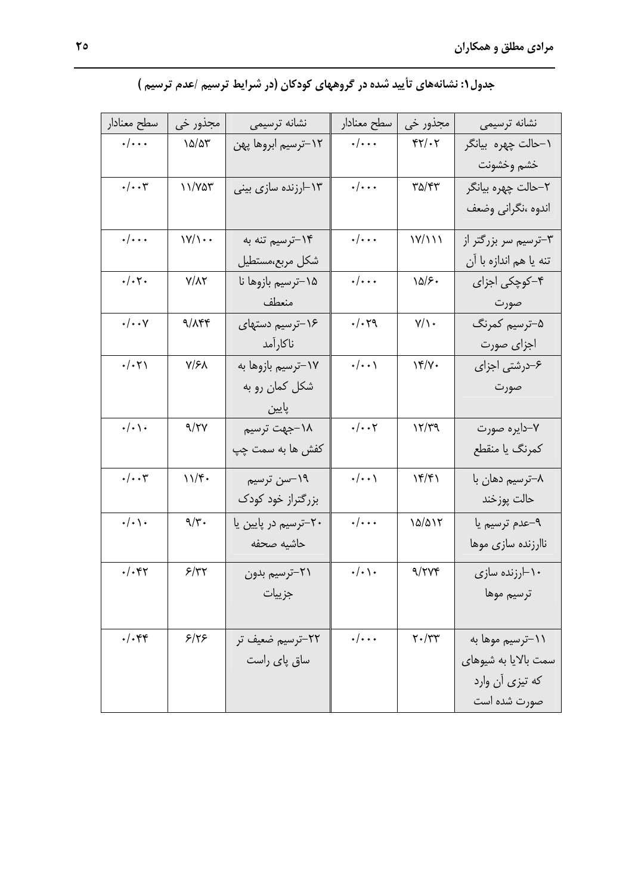**جدول۱: نشانه‌های تأیید شده در گروههای کودکان (در شرایط ترسیم /عدم ترسیم )**

| نشانه ترسیمی | مجذور خی | سطح معنادار | نشانه ترسیمی | مجذور خی | سطح معنادار |
|---|---|---|---|---|---|
| ۱–حالت چهره بیانگر خشم وخشونت | ۴۲/۰۲ | ۰/۰۰۰ | ۱۲–ترسیم ابروها پهن | ۱۵/۵۳ | ۰/۰۰۰ |
| ۲–حالت چهره بیانگر اندوه ،نگرانی وضعف | ۳۵/۴۳ | ۰/۰۰۰ | ۱۳–ارزنده سازی بینی | ۱۱/۷۵۳ | ۰/۰۰۳ |
| ۳–ترسیم سر بزرگتر از تنه یا هم اندازه با آن | ۱۷/۱۱۱ | ۰/۰۰۰ | ۱۴–ترسیم تنه به شکل مربع،مستطیل | ۱۷/۱۰۰ | ۰/۰۰۰ |
| ۴–کوچکی اجزای صورت | ۱۵/۶۰ | ۰/۰۰۰ | ۱۵–ترسیم بازوها نا منعطف | ۷/۸۲ | ۰/۰۲۰ |
| ۵–ترسیم کمرنگ اجزای صورت | ۷/۱۰ | ۰/۰۲۹ | ۱۶–ترسیم دستهای ناکارآمد | ۹/۸۴۴ | ۰/۰۰۷ |
| ۶–درشتی اجزای صورت | ۱۴/۷۰ | ۰/۰۰۱ | ۱۷–ترسیم بازوها به شکل کمان رو به پایین | ۷/۶۸ | ۰/۰۲۱ |
| ۷–دایره صورت کمرنگ یا منقطع | ۱۲/۳۹ | ۰/۰۰۲ | ۱۸–جهت ترسیم کفش ها به سمت چپ | ۹/۲۷ | ۰/۰۱۰ |
| ۸–ترسیم دهان با حالت پوزخند | ۱۴/۴۱ | ۰/۰۰۱ | ۱۹–سن ترسیم بزرگتراز خود کودک | ۱۱/۴۰ | ۰/۰۰۳ |
| ۹–عدم ترسیم یا ناارزنده سازی موها | ۱۵/۵۱۲ | ۰/۰۰۰ | ۲۰–ترسیم در پایین یا حاشیه صحفه | ۹/۳۰ | ۰/۰۱۰ |
| ۱۰–ارزنده سازی ترسیم موها | ۹/۲۷۴ | ۰/۰۱۰ | ۲۱–ترسیم بدون جزییات | ۶/۳۲ | ۰/۰۴۲ |
| ۱۱–ترسیم موها به سمت بالایا به شیوهای که تیزی آن وارد صورت شده است | ۲۰/۳۳ | ۰/۰۰۰ | ۲۲–ترسیم ضعیف تر ساق پای راست | ۶/۲۶ | ۰/۰۴۴ |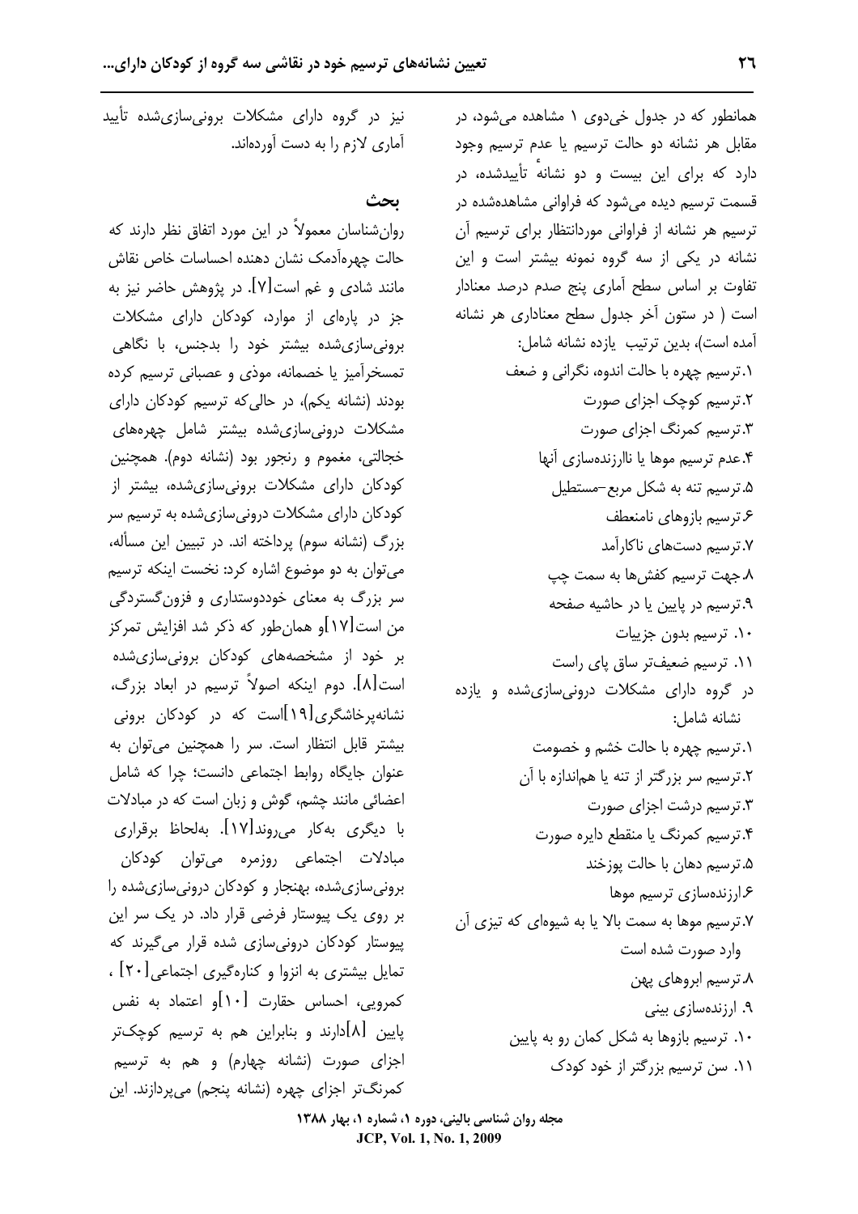همانطور که در جدول خی‌دوی ۱ مشاهده می‌شود، در مقابل هر نشانه دو حالت ترسیم یا عدم ترسیم وجود دارد که برای این بیست و دو نشانهٔ تأییدشده، در قسمت ترسیم دیده می‌شود که فراوانی مشاهده‌شده در ترسیم هر نشانه از فراوانی موردانتظار برای ترسیم آن نشانه در یکی از سه گروه نمونه بیشتر است و این تفاوت بر اساس سطح آماری پنج صدم درصد معنادار است ( در ستون آخر جدول سطح معناداری هر نشانه آمده است)، بدین ترتیب یازده نشانه شامل:

۱.ترسیم چهره با حالت اندوه، نگرانی و ضعف
۲.ترسیم کوچک اجزای صورت
۳.ترسیم کمرنگ اجزای صورت
۴.عدم ترسیم موها یا ناارزنده‌سازی آنها
۵.ترسیم تنه به شکل مربع–مستطیل
۶.ترسیم بازوهای نامنعطف
۷.ترسیم دست‌های ناکارآمد
۸.جهت ترسیم کفش‌ها به سمت چپ
۹.ترسیم در پایین یا در حاشیه صفحه
۱۰. ترسیم بدون جزییات
۱۱. ترسیم ضعیف‌تر ساق پای راست

در گروه دارای مشکلات درونی‌سازی‌شده و یازده نشانه شامل:

۱.ترسیم چهره با حالت خشم و خصومت
۲.ترسیم سر بزرگتر از تنه یا هم‌اندازه با آن
۳.ترسیم درشت اجزای صورت
۴.ترسیم کمرنگ یا منقطع دایره صورت
۵.ترسیم دهان با حالت پوزخند
۶.ارزنده‌سازی ترسیم موها
۷.ترسیم موها به سمت بالا یا به شیوه‌ای که تیزی آن وارد صورت شده است
۸.ترسیم ابروهای پهن
۹. ارزنده‌سازی بینی
۱۰. ترسیم بازوها به شکل کمان رو به پایین
۱۱. سن ترسیم بزرگتر از خود کودک

نیز در گروه دارای مشکلات برونی‌سازی‌شده تأیید آماری لازم را به دست آورده‌اند.

## بحث

روان‌شناسان معمولاً در این مورد اتفاق نظر دارند که حالت چهره‌آدمک نشان دهنده احساسات خاص نقاش مانند شادی و غم است[7]. در پژوهش حاضر نیز به جز در پاره‌ای از موارد، کودکان دارای مشکلات برونی‌سازی‌شده بیشتر خود را بدجنس، با نگاهی تمسخرآمیز یا خصمانه، موذی و عصبانی ترسیم کرده بودند (نشانه یکم)، در حالی‌که ترسیم کودکان دارای مشکلات درونی‌سازی‌شده بیشتر شامل چهره‌های خجالتی، مغموم و رنجور بود (نشانه دوم). همچنین کودکان دارای مشکلات برونی‌سازی‌شده، بیشتر از کودکان دارای مشکلات درونی‌سازی‌شده به ترسیم سر بزرگ (نشانه سوم) پرداخته اند. در تبیین این مسأله، می‌توان به دو موضوع اشاره کرد: نخست اینکه ترسیم سر بزرگ به معنای خوددوستداری و فزون‌گستردگی من است[17]و همان‌طور که ذکر شد افزایش تمرکز بر خود از مشخصه‌های کودکان برونی‌سازی‌شده است[8]. دوم اینکه اصولاً ترسیم در ابعاد بزرگ، نشانه‌پرخاشگری[19]است که در کودکان برونی بیشتر قابل انتظار است. سر را همچنین می‌توان به عنوان جایگاه روابط اجتماعی دانست؛ چرا که شامل اعضائی مانند چشم، گوش و زبان است که در مبادلات با دیگری به‌کار می‌روند[17]. به‌لحاظ برقراری مبادلات اجتماعی روزمره می‌توان کودکان برونی‌سازی‌شده، بهنجار و کودکان درونی‌سازی‌شده را بر روی یک پیوستار فرضی قرار داد. در یک سر این پیوستار کودکان درونی‌سازی شده قرار می‌گیرند که تمایل بیشتری به انزوا و کناره‌گیری اجتماعی[20] ، کمرویی، احساس حقارت [10]و اعتماد به نفس پایین [8]دارند و بنابراین هم به ترسیم کوچک‌تر اجزای صورت (نشانه چهارم) و هم به ترسیم کمرنگ‌تر اجزای چهره (نشانه پنجم) می‌پردازند. این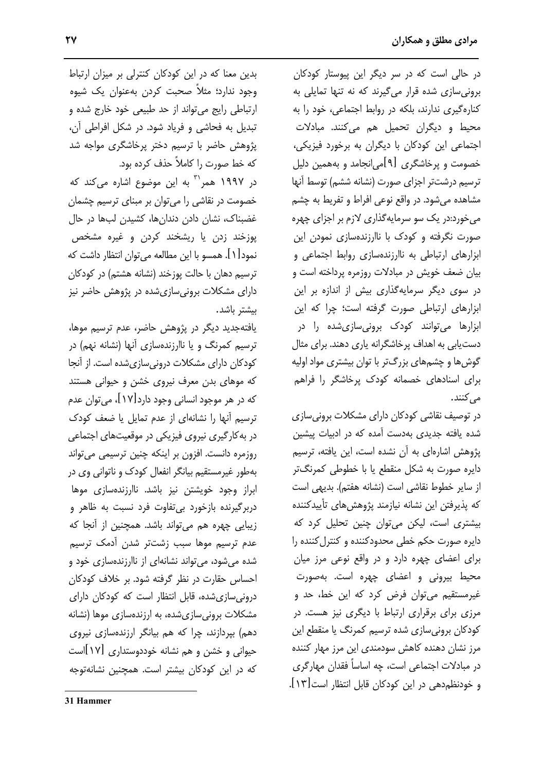در حالی است که در سر دیگر این پیوستار کودکان برونی‌سازی شده قرار می‌گیرند که نه تنها تمایلی به کناره‌گیری ندارند، بلکه در روابط اجتماعی، خود را به محیط و دیگران تحمیل هم می‌کنند. مبادلات اجتماعی این کودکان با دیگران به برخورد فیزیکی، خصومت و پرخاشگری [۹]می‌انجامد و به‌همین دلیل ترسیم درشت‌تر اجزای صورت (نشانه ششم) توسط آنها مشاهده می‌شود. در واقع نوعی افراط و تفریط به چشم می‌خورد:در یک سو سرمایه‌گذاری لازم بر اجزای چهره صورت نگرفته و کودک با ناارزنده‌سازی نمودن این ابزارهای ارتباطی به ناارزنده‌سازی روابط اجتماعی و بیان ضعف خویش در مبادلات روزمره پرداخته است و در سوی دیگر سرمایه‌گذاری بیش از اندازه بر این ابزارهای ارتباطی صورت گرفته است؛ چرا که این ابزارها می‌توانند کودک برونی‌سازی‌شده را در دست‌یابی به اهداف پرخاشگرانه یاری دهند. برای مثال گوش‌ها و چشم‌های بزرگ‌تر با توان بیشتری مواد اولیه برای اسنادهای خصمانه کودک پرخاشگر را فراهم می‌کنند.

در توصیف نقاشی کودکان دارای مشکلات برونی‌سازی شده یافته جدیدی به‌دست آمده که در ادبیات پیشین پژوهش اشاره‌ای به آن نشده است، این یافته، ترسیم دایره صورت به شکل منقطع یا با خطوطی کمرنگ‌تر از سایر خطوط نقاشی است (نشانه هفتم). بدیهی است که پذیرفتن این نشانه نیازمند پژوهش‌های تأییدکننده بیشتری است، لیکن می‌توان چنین تحلیل کرد که دایره صورت حکم خطی محدودکننده و کنترل‌کننده را برای اعضای چهره دارد و در واقع نوعی مرز میان محیط بیرونی و اعضای چهره است. به‌صورت غیرمستقیم می‌توان فرض کرد که این خط، حد و مرزی برای برقراری ارتباط با دیگری نیز هست. در کودکان برونی‌سازی شده ترسیم کمرنگ یا منقطع این مرز نشان دهنده کاهش سودمندی این مرز مهار کننده در مبادلات اجتماعی است، چه اساساً فقدان مهارگری و خودنظم‌دهی در این کودکان قابل انتظار است[۱۳].

بدین معنا که در این کودکان کنترلی بر میزان ارتباط وجود ندارد؛ مثلاً صحبت کردن به‌عنوان یک شیوه ارتباطی رایج می‌تواند از حد طبیعی خود خارج شده و تبدیل به فحاشی و فریاد شود. در شکل افراطی آن، پژوهش حاضر با ترسیم دختر پرخاشگری مواجه شد که خط صورت را کاملاً حذف کرده بود.

در ۱۹۹۷ همر[۳۱] به این موضوع اشاره می‌کند که خصومت در نقاشی را می‌توان بر مبنای ترسیم چشمان غضبناک، نشان دادن دندان‌ها، کشیدن لب‌ها در حال پوزخند زدن یا ریشخند کردن و غیره مشخص نمود[۱]. همسو با این مطالعه می‌توان انتظار داشت که ترسیم دهان با حالت پوزخند (نشانه هشتم) در کودکان دارای مشکلات برونی‌سازی‌شده در پژوهش حاضر نیز بیشتر باشد.

یافته‌جدید دیگر در پژوهش حاضر، عدم ترسیم موها، ترسیم کمرنگ و یا ناارزنده‌سازی آنها (نشانه نهم) در کودکان دارای مشکلات درونی‌سازی‌شده است. از آنجا که موهای بدن معرف نیروی خشن و حیوانی هستند که در هر موجود انسانی وجود دارد[۱۷]، می‌توان عدم ترسیم آنها را نشانه‌ای از عدم تمایل یا ضعف کودک در به‌کارگیری نیروی فیزیکی در موقعیت‌های اجتماعی روزمره دانست. افزون بر اینکه چنین ترسیمی می‌تواند به‌طور غیرمستقیم بیانگر انفعال کودک و ناتوانی وی در ابراز وجود خویشتن نیز باشد. ناارزنده‌سازی موها دربرگیرنده بازخورد بی‌تفاوت فرد نسبت به ظاهر و زیبایی چهره هم می‌تواند باشد. همچنین از آنجا که عدم ترسیم موها سبب زشت‌تر شدن آدمک ترسیم شده می‌شود، می‌تواند نشانه‌ای از ناارزنده‌سازی خود و احساس حقارت در نظر گرفته شود. بر خلاف کودکان درونی‌سازی‌شده، قابل انتظار است که کودکان دارای مشکلات برونی‌سازی‌شده، به ارزنده‌سازی موها (نشانه دهم) بپردازند، چرا که هم بیانگر ارزنده‌سازی نیروی حیوانی و خشن و هم نشانه خوددوستداری [۱۷]است که در این کودکان بیشتر است. همچنین نشانه‌توجه

---

31 Hammer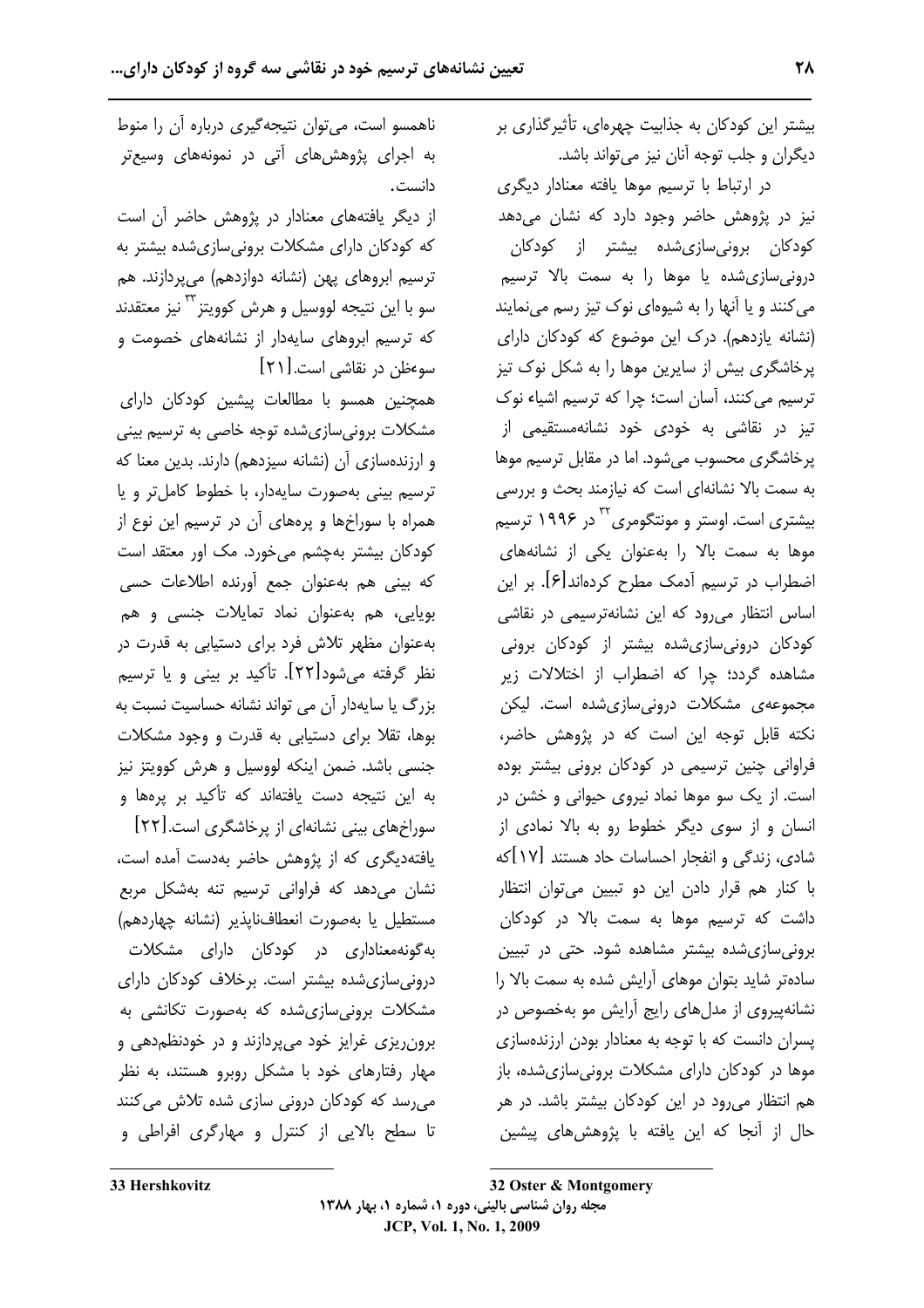بیشتر این کودکان به جذابیت چهره‌ای، تأثیرگذاری بر دیگران و جلب توجه آنان نیز می‌تواند باشد.

در ارتباط با ترسیم موها یافته معنادار دیگری نیز در پژوهش حاضر وجود دارد که نشان می‌دهد کودکان برونی‌سازی‌شده بیشتر از کودکان درونی‌سازی‌شده یا موها را به سمت بالا ترسیم می‌کنند و یا آنها را به شیوه‌ای نوک تیز رسم می‌نمایند (نشانه یازدهم). درک این موضوع که کودکان دارای پرخاشگری بیش از سایرین موها را به شکل نوک تیز ترسیم می‌کنند، آسان است؛ چرا که ترسیم اشیاء نوک تیز در نقاشی به خودی خود نشانه‌مستقیمی از پرخاشگری محسوب می‌شود. اما در مقابل ترسیم موها به سمت بالا نشانه‌ای است که نیازمند بحث و بررسی بیشتری است. اوستر و مونتگومری[32] در ۱۹۹۶ ترسیم موها به سمت بالا را به‌عنوان یکی از نشانه‌های اضطراب در ترسیم آدمک مطرح کرده‌اند[۶]. بر این اساس انتظار می‌رود که این نشانه‌ترسیمی در نقاشی کودکان درونی‌سازی‌شده بیشتر از کودکان برونی مشاهده گردد؛ چرا که اضطراب از اختلالات زیر مجموعه‌ی مشکلات درونی‌سازی‌شده است. لیکن نکته قابل توجه این است که در پژوهش حاضر، فراوانی چنین ترسیمی در کودکان برونی بیشتر بوده است. از یک سو موها نماد نیروی حیوانی و خشن در انسان و از سوی دیگر خطوط رو به بالا نمادی از شادی، زندگی و انفجار احساسات حاد هستند [۱۷]که با کنار هم قرار دادن این دو تبیین می‌توان انتظار داشت که ترسیم موها به سمت بالا در کودکان برونی‌سازی‌شده بیشتر مشاهده شود. حتی در تبیین ساده‌تر شاید بتوان موهای آرایش شده به سمت بالا را نشانه‌پیروی از مدل‌های رایج آرایش مو به‌خصوص در پسران دانست که با توجه به معنادار بودن ارزنده‌سازی موها در کودکان دارای مشکلات برونی‌سازی‌شده، باز هم انتظار می‌رود در این کودکان بیشتر باشد. در هر حال از آنجا که این یافته با پژوهش‌های پیشین ناهمسو است، می‌توان نتیجه‌گیری درباره آن را منوط به اجرای پژوهش‌های آتی در نمونه‌های وسیع‌تر دانست.

از دیگر یافته‌های معنادار در پژوهش حاضر آن است که کودکان دارای مشکلات برونی‌سازی‌شده بیشتر به ترسیم ابروهای پهن (نشانه دوازدهم) می‌پردازند. هم سو با این نتیجه لووسیل و هرش کوویتز[33] نیز معتقدند که ترسیم ابروهای سایه‌دار از نشانه‌های خصومت و سوءظن در نقاشی است.[۲۱]

همچنین همسو با مطالعات پیشین کودکان دارای مشکلات برونی‌سازی‌شده توجه خاصی به ترسیم بینی و ارزنده‌سازی آن (نشانه سیزدهم) دارند. بدین معنا که ترسیم بینی به‌صورت سایه‌دار، با خطوط کامل‌تر و یا همراه با سوراخ‌ها و پره‌های آن در ترسیم این نوع از کودکان بیشتر به‌چشم می‌خورد. مک اور معتقد است که بینی هم به‌عنوان جمع آورنده اطلاعات حسی بویایی، هم به‌عنوان نماد تمایلات جنسی و هم به‌عنوان مظهر تلاش فرد برای دستیابی به قدرت در نظر گرفته می‌شود[۲۲]. تأکید بر بینی و یا ترسیم بزرگ یا سایه‌دار آن می تواند نشانه حساسیت نسبت به بوها، تقلا برای دستیابی به قدرت و وجود مشکلات جنسی باشد. ضمن اینکه لووسیل و هرش کوویتز نیز به این نتیجه دست یافته‌اند که تأکید بر پره‌ها و سوراخ‌های بینی نشانه‌ای از پرخاشگری است.[۲۲]

یافته‌دیگری که از پژوهش حاضر به‌دست آمده است، نشان می‌دهد که فراوانی ترسیم تنه به‌شکل مربع مستطیل یا به‌صورت انعطاف‌ناپذیر (نشانه چهاردهم) به‌گونه‌معناداری در کودکان دارای مشکلات درونی‌سازی‌شده بیشتر است. برخلاف کودکان دارای مشکلات برونی‌سازی‌شده که به‌صورت تکانشی به برون‌ریزی غرایز خود می‌پردازند و در خودنظم‌دهی و مهار رفتارهای خود با مشکل روبرو هستند، به نظر می‌رسد که کودکان درونی سازی شده تلاش می‌کنند تا سطح بالایی از کنترل و مهارگری افراطی و

32 Oster & Montgomery

33 Hershkovitz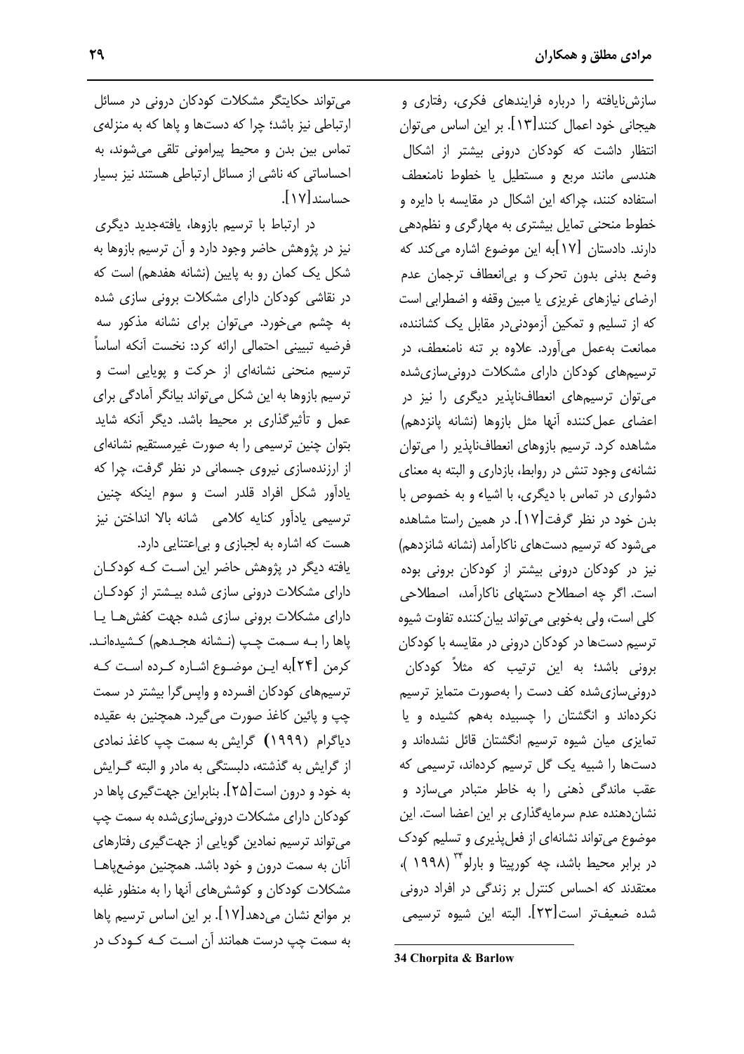سازش‌نایافته را درباره فرایندهای فکری، رفتاری و هیجانی خود اعمال کنند[۱۳]. بر این اساس می‌توان انتظار داشت که کودکان درونی بیشتر از اشکال هندسی مانند مربع و مستطیل یا خطوط نامنعطف استفاده کنند، چراکه این اشکال در مقایسه با دایره و خطوط منحنی تمایل بیشتری به مهارگری و نظم‌دهی دارند. دادستان [۱۷]به این موضوع اشاره می‌کند که وضع بدنی بدون تحرک و بی‌انعطاف ترجمان عدم ارضای نیازهای غریزی یا مبین وقفه و اضطرابی است که از تسلیم و تمکین آزمودنی‌در مقابل یک کشاننده، ممانعت به‌عمل می‌آورد. علاوه بر تنه نامنعطف، در ترسیم‌های کودکان دارای مشکلات درونی‌سازی‌شده می‌توان ترسیم‌های انعطاف‌ناپذیر دیگری را نیز در اعضای عمل‌کننده آنها مثل بازوها (نشانه پانزدهم) مشاهده کرد. ترسیم بازوهای انعطاف‌ناپذیر را می‌توان نشانه‌ی وجود تنش در روابط، بازداری و البته به معنای دشواری در تماس با دیگری، با اشیاء و به خصوص با بدن خود در نظر گرفت[۱۷]. در همین راستا مشاهده می‌شود که ترسیم دست‌های ناکارآمد (نشانه شانزدهم) نیز در کودکان درونی بیشتر از کودکان برونی بوده است. اگر چه اصطلاح دستهای ناکارآمد، اصطلاحی کلی است، ولی به‌خوبی می‌تواند بیان‌کننده تفاوت شیوه ترسیم دست‌ها در کودکان درونی در مقایسه با کودکان برونی باشد؛ به این ترتیب که مثلاً کودکان درونی‌سازی‌شده کف دست را به‌صورت متمایز ترسیم نکرده‌اند و انگشتان را چسبیده به‌هم کشیده و یا تمایزی میان شیوه ترسیم انگشتان قائل نشده‌اند و دست‌ها را شبیه یک گل ترسیم کرده‌اند، ترسیمی که عقب ماندگی ذهنی را به خاطر متبادر می‌سازد و نشان‌دهنده عدم سرمایه‌گذاری بر این اعضا است. این موضوع می‌تواند نشانه‌ای از فعل‌پذیری و تسلیم کودک در برابر محیط باشد، چه کورپیتا و بارلو[۳۴] (۱۹۹۸ )، معتقدند که احساس کنترل بر زندگی در افراد درونی شده ضعیف‌تر است[۲۳]. البته این شیوه ترسیمی می‌تواند حکایتگر مشکلات کودکان درونی در مسائل ارتباطی نیز باشد؛ چرا که دست‌ها و پاها که به منزله‌ی تماس بین بدن و محیط پیرامونی تلقی می‌شوند، به احساساتی که ناشی از مسائل ارتباطی هستند نیز بسیار حساسند[۱۷].

در ارتباط با ترسیم بازوها، یافته‌جدید دیگری نیز در پژوهش حاضر وجود دارد و آن ترسیم بازوها به شکل یک کمان رو به پایین (نشانه هفدهم) است که در نقاشی کودکان دارای مشکلات برونی سازی شده به چشم می‌خورد. می‌توان برای نشانه مذکور سه فرضیه تبیینی احتمالی ارائه کرد: نخست آنکه اساساً ترسیم منحنی نشانه‌ای از حرکت و پویایی است و ترسیم بازوها به این شکل می‌تواند بیانگر آمادگی برای عمل و تأثیرگذاری بر محیط باشد. دیگر آنکه شاید بتوان چنین ترسیمی را به صورت غیرمستقیم نشانه‌ای از ارزنده‌سازی نیروی جسمانی در نظر گرفت، چرا که یادآور شکل افراد قلدر است و سوم اینکه چنین ترسیمی یادآور کنایه کلامی شانه بالا انداختن نیز هست که اشاره به لجبازی و بی‌اعتنایی دارد.

یافته دیگر در پژوهش حاضر این است که کودکان دارای مشکلات درونی سازی شده بیشتر از کودکان دارای مشکلات برونی سازی شده جهت کفش‌ها یا پاها را به سمت چپ (نشانه هجدهم) کشیده‌اند. کرمن [۲۴]به این موضوع اشاره کرده است که ترسیم‌های کودکان افسرده و واپس‌گرا بیشتر در سمت چپ و پائین کاغذ صورت می‌گیرد. همچنین به عقیده دیاگرام (۱۹۹۹) گرایش به سمت چپ کاغذ نمادی از گرایش به گذشته، دلبستگی به مادر و البته گرایش به خود و درون است[۲۵]. بنابراین جهت‌گیری پاها در کودکان دارای مشکلات درونی‌سازی‌شده به سمت چپ می‌تواند ترسیم نمادین گویایی از جهت‌گیری رفتارهای آنان به سمت درون و خود باشد. همچنین موضع‌پاها مشکلات کودکان و کوشش‌های آنها را به منظور غلبه بر موانع نشان می‌دهد[۱۷]. بر این اساس ترسیم پاها به سمت چپ درست همانند آن است که کودک در

---

34 Chorpita & Barlow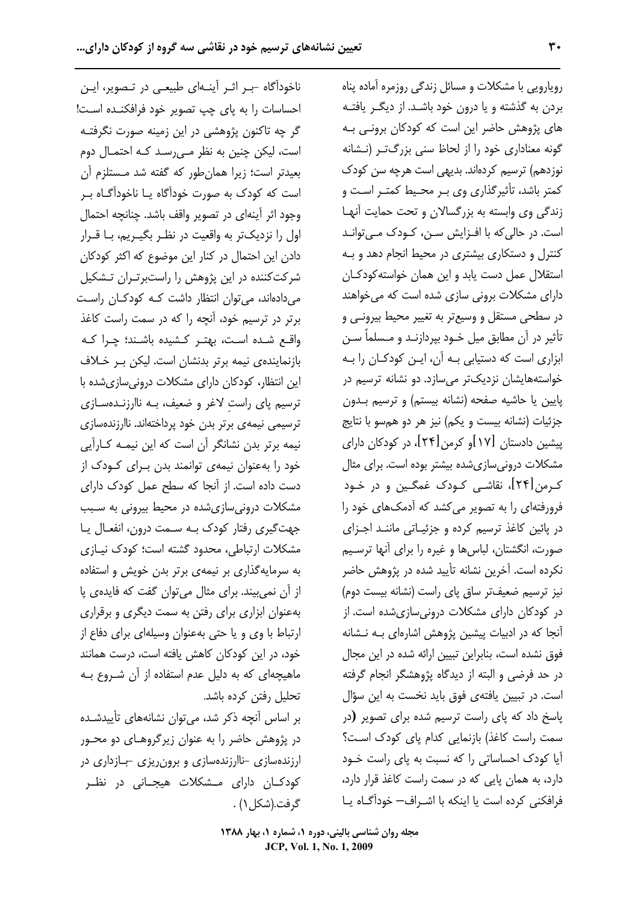رویارویی با مشکلات و مسائل زندگی روزمره آماده پناه بردن به گذشته و یا درون خود باشد. از دیگر یافته های پژوهش حاضر این است که کودکان برونی به گونه معناداری خود را از لحاظ سنی بزرگتر (نشانه نوزدهم) ترسیم کرده‌اند. بدیهی است هرچه سن کودک کمتر باشد، تأثیرگذاری وی بر محیط کمتر است و زندگی وی وابسته به بزرگسالان و تحت حمایت آنها است. در حالی‌که با افزایش سن، کودک می‌تواند کنترل و دستکاری بیشتری در محیط انجام دهد و به استقلال عمل دست یابد و این همان خواسته‌کودکان دارای مشکلات برونی سازی شده است که می‌خواهند در سطحی مستقل و وسیع‌تر به تغییر محیط بیرونی و تأثیر در آن مطابق میل خود بپردازند و مسلماً سن ابزاری است که دستیابی به آن، این کودکان را به خواسته‌هایشان نزدیک‌تر می‌سازد. دو نشانه ترسیم در پایین یا حاشیه صفحه (نشانه بیستم) و ترسیم بدون جزئیات (نشانه بیست و یکم) نیز هر دو هم‌سو با نتایج پیشین دادستان [۱۷]و کرمن[۲۴]، در کودکان دارای مشکلات درونی‌سازی‌شده بیشتر بوده است. برای مثال کرمن[۲۴]، نقاشی کودک غمگین و در خود فرورفته‌ای را به تصویر می‌کشد که آدمک‌های خود را در پائین کاغذ ترسیم کرده و جزئیاتی مانند اجزای صورت، انگشتان، لباس‌ها و غیره را برای آنها ترسیم نکرده است. آخرین نشانه تأیید شده در پژوهش حاضر نیز ترسیم ضعیف‌تر ساق پای راست (نشانه بیست دوم) در کودکان دارای مشکلات درونی‌سازی‌شده است. از آنجا که در ادبیات پیشین پژوهش اشاره‌ای به نشانه فوق نشده است، بنابراین تبیین ارائه شده در این مجال در حد فرضی و البته از دیدگاه پژوهشگر انجام گرفته است. در تبیین یافته‌ی فوق باید نخست به این سؤال پاسخ داد که پای راست ترسیم شده برای تصویر (در سمت راست کاغذ) بازنمایی کدام پای کودک است؟ آیا کودک احساساتی را که نسبت به پای راست خود دارد، به همان پایی که در سمت راست کاغذ قرار دارد، فرافکنی کرده است یا اینکه با اشراف– خودآگاه یا ناخودآگاه –بر اثر آینه‌ای طبیعی در تصویر، این احساسات را به پای چپ تصویر خود فرافکنده است! گر چه تاکنون پژوهشی در این زمینه صورت نگرفته است، لیکن چنین به نظر می‌رسد که احتمال دوم بعیدتر است؛ زیرا همان‌طور که گفته شد مستلزم آن است که کودک به صورت خودآگاه یا ناخودآگاه بر وجود اثر آینه‌ای در تصویر واقف باشد. چنانچه احتمال اول را نزدیک‌تر به واقعیت در نظر بگیریم، با قرار دادن این احتمال در کنار این موضوع که اکثر کودکان شرکت‌کننده در این پژوهش را راست‌برتران تشکیل می‌داده‌اند، می‌توان انتظار داشت که کودکان راست برتر در ترسیم خود، آنچه را که در سمت راست کاغذ واقع شده است، بهتر کشیده باشند؛ چرا که بازنماینده‌ی نیمه برتر بدنشان است. لیکن بر خلاف این انتظار، کودکان دارای مشکلات درونی‌سازی‌شده با ترسیم پای راستِ لاغر و ضعیف، به ناارزنده‌سازی ترسیمی نیمه‌ی برتر بدن خود پرداخته‌اند. ناارزنده‌سازی نیمه برتر بدن نشانگر آن است که این نیمه کارآیی خود را به‌عنوان نیمه‌ی توانمند بدن برای کودک از دست داده است. از آنجا که سطح عمل کودک دارای مشکلات درونی‌سازی‌شده در محیط بیرونی به سبب جهت‌گیری رفتار کودک به سمت درون، انفعال یا مشکلات ارتباطی، محدود گشته است؛ کودک نیازی به سرمایه‌گذاری بر نیمه‌ی برتر بدن خویش و استفاده از آن نمی‌بیند. برای مثال می‌توان گفت که فایده‌ی پا به‌عنوان ابزاری برای رفتن به سمت دیگری و برقراری ارتباط با وی و یا حتی به‌عنوان وسیله‌ای برای دفاع از خود، در این کودکان کاهش یافته است، درست همانند ماهیچه‌ای که به دلیل عدم استفاده از آن شروع به تحلیل رفتن کرده باشد.

بر اساس آنچه ذکر شد، می‌توان نشانه‌های تأییدشده در پژوهش حاضر را به عنوان زیرگروه‌های دو محور ارزنده‌سازی –ناارزنده‌سازی و برون‌ریزی –بازداری در کودکان دارای مشکلات هیجانی در نظر گرفت.(شکل۱) .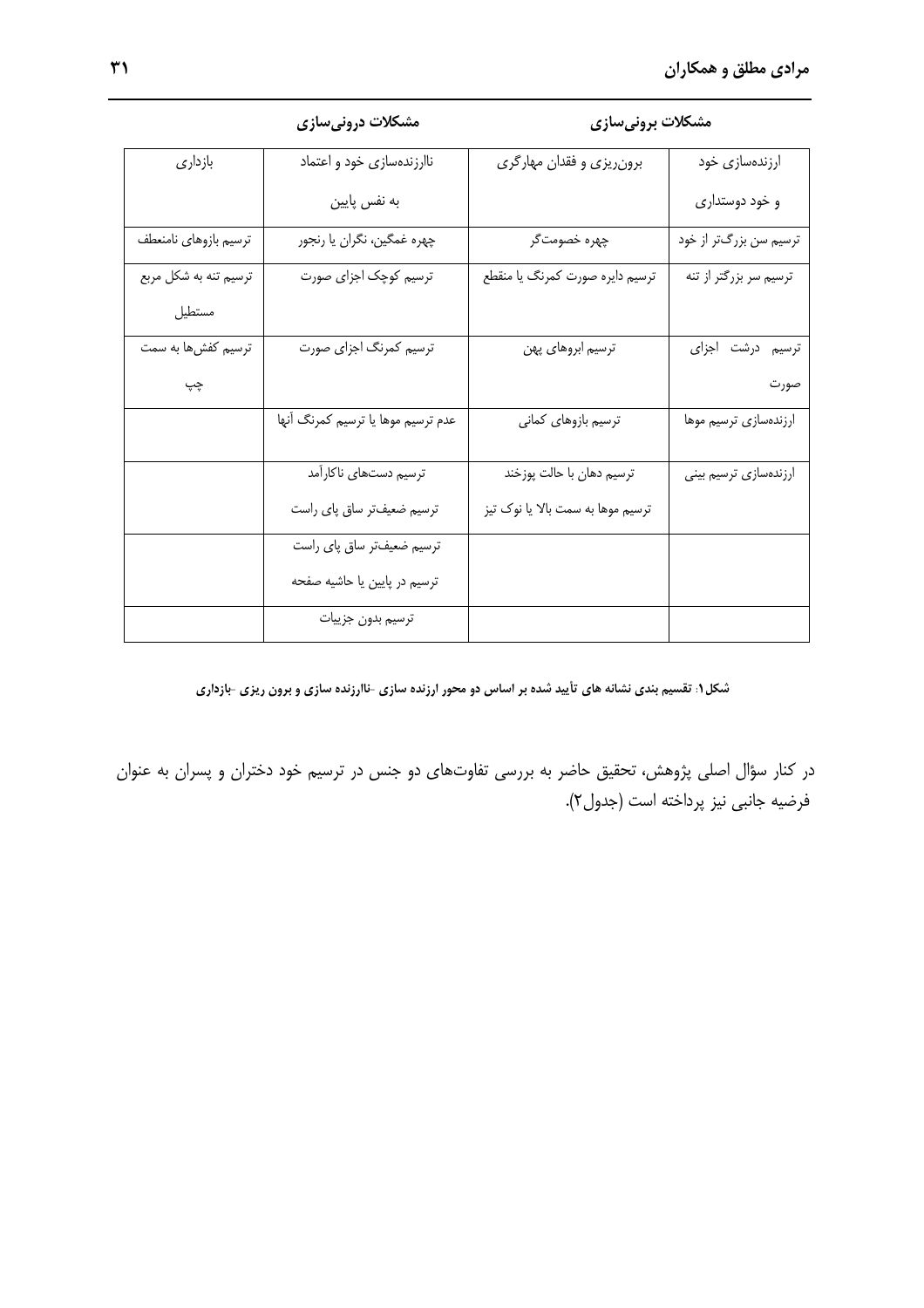| ارزنده‌سازی خود و خود دوستداری | برون‌ریزی و فقدان مهارگری | ناارزنده‌سازی خود و اعتماد به نفس پایین | بازداری |
|---|---|---|---|
| **مشکلات برونی‌سازی** | | **مشکلات درونی‌سازی** | |
| ترسیم سن بزرگ‌تر از خود | چهره خصومت‌گر | چهره غمگین، نگران یا رنجور | ترسیم بازوهای نامنعطف |
| ترسیم سر بزرگتر از تنه | ترسیم دایره صورت کمرنگ یا منقطع | ترسیم کوچک اجزای صورت | ترسیم تنه به شکل مربع مستطیل |
| ترسیم درشت اجزای صورت | ترسیم ابروهای پهن | ترسیم کمرنگ اجزای صورت | ترسیم کفش‌ها به سمت چپ |
| ارزنده‌سازی ترسیم موها | ترسیم بازوهای کمانی | عدم ترسیم موها یا ترسیم کمرنگ آنها | |
| ارزنده‌سازی ترسیم بینی | ترسیم دهان با حالت پوزخند<br>ترسیم موها به سمت بالا یا نوک تیز | ترسیم دست‌های ناکارآمد<br>ترسیم ضعیف‌تر ساق پای راست | |
| | | ترسیم ضعیف‌تر ساق پای راست<br>ترسیم در پایین یا حاشیه صفحه | |
| | | ترسیم بدون جزییات | |

**شکل۱: تقسیم بندی نشانه های تأیید شده بر اساس دو محور ارزنده سازی -ناارزنده سازی و برون ریزی -بازداری**

در کنار سؤال اصلی پژوهش، تحقیق حاضر به بررسی تفاوت‌های دو جنس در ترسیم خود دختران و پسران به عنوان فرضیه جانبی نیز پرداخته است (جدول۲).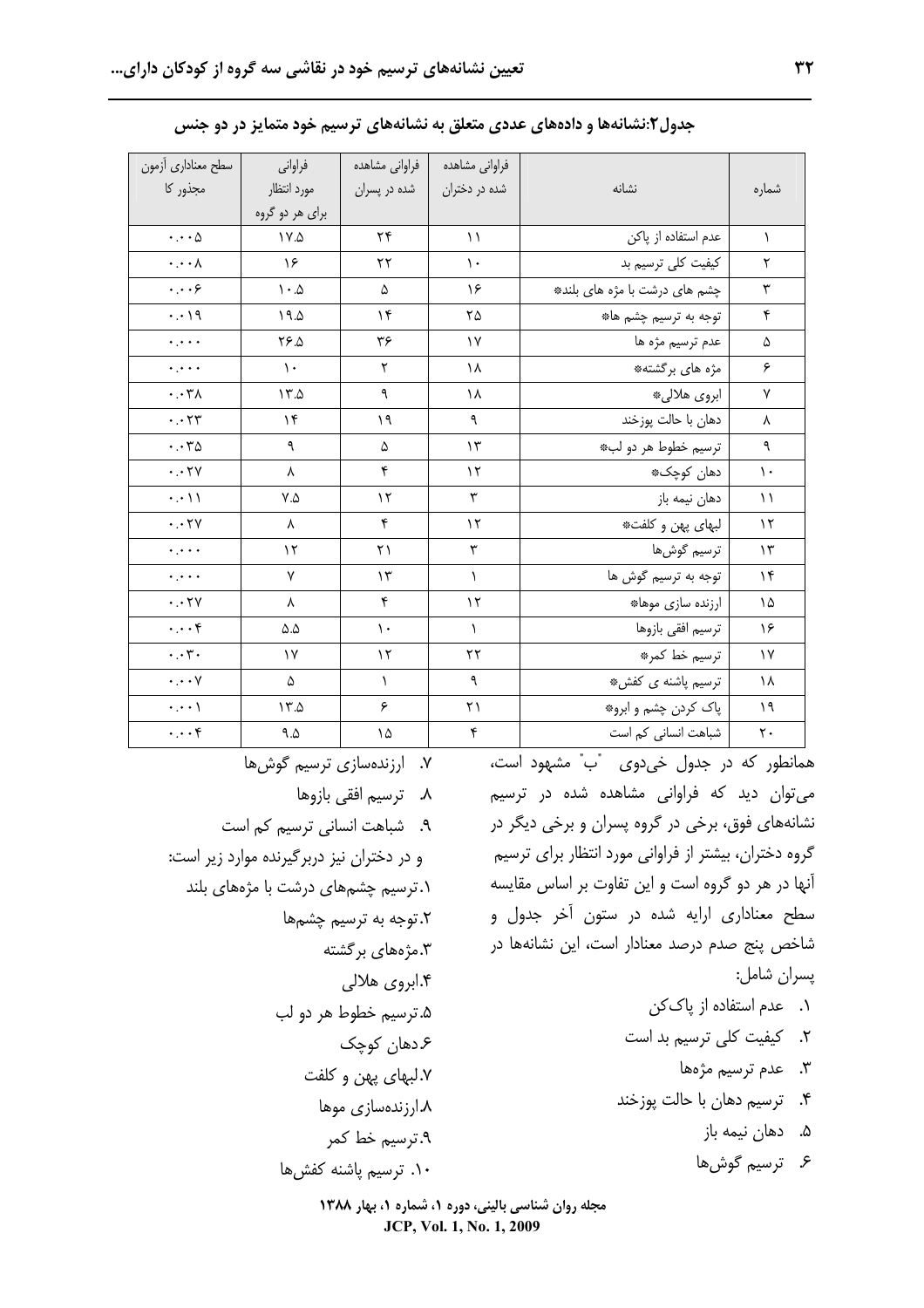جدول۲:نشانه‌ها و داده‌های عددی متعلق به نشانه‌های ترسیم خود متمایز در دو جنس

| شماره | نشانه | فراوانی مشاهده شده در دختران | فراوانی مشاهده شده در پسران | فراوانی مورد انتظار برای هر دو گروه | سطح معناداری آزمون مجذور کا |
|---|---|---|---|---|---|
| ۱ | عدم استفاده از پاکن | ۱۱ | ۲۴ | ۱۷.۵ | ۰.۰۰۵ |
| ۲ | کیفیت کلی ترسیم بد | ۱۰ | ۲۲ | ۱۶ | ۰.۰۰۸ |
| ۳ | چشم های درشت با مژه های بلند* | ۱۶ | ۵ | ۱۰.۵ | ۰.۰۰۶ |
| ۴ | توجه به ترسیم چشم ها* | ۲۵ | ۱۴ | ۱۹.۵ | ۰.۰۱۹ |
| ۵ | عدم ترسیم مژه ها | ۱۷ | ۳۶ | ۲۶.۵ | ۰.۰۰۰ |
| ۶ | مژه های برگشته* | ۱۸ | ۲ | ۱۰ | ۰.۰۰۰ |
| ۷ | ابروی هلالی* | ۱۸ | ۹ | ۱۳.۵ | ۰.۰۳۸ |
| ۸ | دهان با حالت پوزخند | ۹ | ۱۹ | ۱۴ | ۰.۰۲۳ |
| ۹ | ترسیم خطوط هر دو لب* | ۱۳ | ۵ | ۹ | ۰.۰۳۵ |
| ۱۰ | دهان کوچک* | ۱۲ | ۴ | ۸ | ۰.۰۲۷ |
| ۱۱ | دهان نیمه باز | ۳ | ۱۲ | ۷.۵ | ۰.۰۱۱ |
| ۱۲ | لبهای پهن و کلفت* | ۱۲ | ۴ | ۸ | ۰.۰۲۷ |
| ۱۳ | ترسیم گوش‌ها | ۳ | ۲۱ | ۱۲ | ۰.۰۰۰ |
| ۱۴ | توجه به ترسیم گوش ها | ۱ | ۱۳ | ۷ | ۰.۰۰۰ |
| ۱۵ | ارزنده سازی موها* | ۱۲ | ۴ | ۸ | ۰.۰۲۷ |
| ۱۶ | ترسیم افقی بازوها | ۱ | ۱۰ | ۵.۵ | ۰.۰۰۴ |
| ۱۷ | ترسیم خط کمر* | ۲۲ | ۱۲ | ۱۷ | ۰.۰۳۰ |
| ۱۸ | ترسیم پاشنه ی کفش* | ۹ | ۱ | ۵ | ۰.۰۰۷ |
| ۱۹ | پاک کردن چشم و ابرو* | ۲۱ | ۶ | ۱۳.۵ | ۰.۰۰۱ |
| ۲۰ | شباهت انسانی کم است | ۴ | ۱۵ | ۹.۵ | ۰.۰۰۴ |

همانطور که در جدول خی‌دوی "ب" مشهود است، می‌توان دید که فراوانی مشاهده شده در ترسیم نشانه‌های فوق، برخی در گروه پسران و برخی دیگر در گروه دختران، بیشتر از فراوانی مورد انتظار برای ترسیم آنها در هر دو گروه است و این تفاوت بر اساس مقایسه سطح معناداری ارایه شده در ستون آخر جدول و شاخص پنج صدم درصد معنادار است، این نشانه‌ها در پسران شامل:

۱. عدم استفاده از پاک‌کن
۲. کیفیت کلی ترسیم بد است
۳. عدم ترسیم مژه‌ها
۴. ترسیم دهان با حالت پوزخند
۵. دهان نیمه باز
۶. ترسیم گوش‌ها
۷. ارزنده‌سازی ترسیم گوش‌ها
۸. ترسیم افقی بازوها
۹. شباهت انسانی ترسیم کم است

و در دختران نیز دربرگیرنده موارد زیر است:

۱. ترسیم چشم‌های درشت با مژه‌های بلند
۲. توجه به ترسیم چشم‌ها
۳. مژه‌های برگشته
۴. ابروی هلالی
۵. ترسیم خطوط هر دو لب
۶. دهان کوچک
۷. لبهای پهن و کلفت
۸. ارزنده‌سازی موها
۹. ترسیم خط کمر
۱۰. ترسیم پاشنه کفش‌ها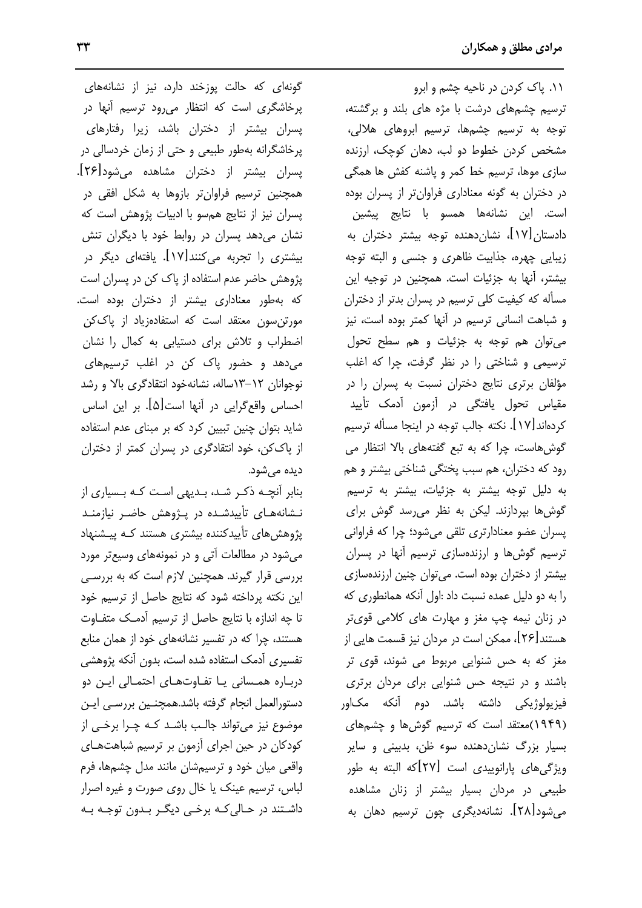۱۱. پاک کردن در ناحیه چشم و ابرو

ترسیم چشم‌های درشت با مژه های بلند و برگشته، توجه به ترسیم چشم‌ها، ترسیم ابروهای هلالی، مشخص کردن خطوط دو لب، دهان کوچک، ارزنده سازی موها، ترسیم خط کمر و پاشنه کفش ها همگی در دختران به گونه معناداری فراوان‌تر از پسران بوده است. این نشانه‌ها همسو با نتایج پیشین دادستان[۱۷]، نشان‌دهنده توجه بیشتر دختران به زیبایی چهره، جذابیت ظاهری و جنسی و البته توجه بیشتر، آنها به جزئیات است. همچنین در توجیه این مسأله که کیفیت کلی ترسیم در پسران بدتر از دختران و شباهت انسانی ترسیم در آنها کمتر بوده است، نیز می‌توان هم توجه به جزئیات و هم سطح تحول ترسیمی و شناختی را در نظر گرفت، چرا که اغلب مؤلفان برتری نتایج دختران نسبت به پسران را در مقیاس تحول یافتگی در آزمون آدمک تأیید کرده‌اند[۱۷]. نکته جالب توجه در اینجا مسأله ترسیم گوش‌هاست، چرا که به تبع گفته‌های بالا انتظار می رود که دختران، هم سبب پختگی شناختی بیشتر و هم به دلیل توجه بیشتر به جزئیات، بیشتر به ترسیم گوش‌ها بپردازند. لیکن به نظر می‌رسد گوش برای پسران عضو معنادارتری تلقی می‌شود؛ چرا که فراوانی ترسیم گوش‌ها و ارزنده‌سازی ترسیم آنها در پسران بیشتر از دختران بوده است. می‌توان چنین ارزنده‌سازی را به دو دلیل عمده نسبت داد :اول آنکه همانطوری که در زنان نیمه چپ مغز و مهارت های کلامی قوی‌تر هستند[۲۶]، ممکن است در مردان نیز قسمت هایی از مغز که به حس شنوایی مربوط می شوند، قوی تر باشند و در نتیجه حس شنوایی برای مردان برتری فیزیولوژیکی داشته باشد. دوم آنکه مکـاور (۱۹۴۹)معتقد است که ترسیم گوش‌ها و چشم‌های بسیار بزرگ نشان‌دهنده سوء ظن، بدبینی و سایر ویژگی‌های پارانوییدی است [۲۷]که البته به طور طبیعی در مردان بسیار بیشتر از زنان مشاهده می‌شود[۲۸]. نشانه‌دیگری چون ترسیم دهان به گونه‌ای که حالت پوزخند دارد، نیز از نشانه‌های پرخاشگری است که انتظار می‌رود ترسیم آنها در پسران بیشتر از دختران باشد، زیرا رفتارهای پرخاشگرانه به‌طور طبیعی و حتی از زمان خردسالی در پسران بیشتر از دختران مشاهده می‌شود[۲۶]. همچنین ترسیم فراوان‌تر بازوها به شکل افقی در پسران نیز از نتایج هم‌سو با ادبیات پژوهش است که نشان می‌دهد پسران در روابط خود با دیگران تنش بیشتری را تجربه می‌کنند[۱۷]. یافته‌ای دیگر در پژوهش حاضر عدم استفاده از پاک کن در پسران است که به‌طور معناداری بیشتر از دختران بوده است. مورتن‌سون معتقد است که استفاده‌زیاد از پاک‌کن اضطراب و تلاش برای دستیابی به کمال را نشان می‌دهد و حضور پاک کن در اغلب ترسیم‌های نوجوانان ۱۲–۱۳ساله، نشانه‌خود انتقادگری بالا و رشد احساس واقع‌گرایی در آنها است[۵]. بر این اساس شاید بتوان چنین تبیین کرد که بر مبنای عدم استفاده از پاک‌کن، خود انتقادگری در پسران کمتر از دختران دیده می‌شود.

بنابر آنچـه ذکـر شـد، بـدیهی اسـت کـه بـسیاری از نـشانه‌هـای تأییدشـده در پـژوهش حاضـر نیازمنـد پژوهش‌های تأییدکننده بیشتری هستند کـه پیـشنهاد می‌شود در مطالعات آتی و در نمونه‌های وسیع‌تر مورد بررسی قرار گیرند. همچنین لازم است که به بررسـی این نکته پرداخته شود که نتایج حاصل از ترسیم خود تا چه اندازه با نتایج حاصل از ترسیم آدمـک متفـاوت هستند، چرا که در تفسیر نشانه‌های خود از همان منابع تفسیری آدمک استفاده شده است، بدون آنکه پژوهشی دربـاره همـسانی یـا تفـاوت‌هـای احتمـالی ایـن دو دستورالعمل انجام گرفته باشد.همچنـین بررسـی ایـن موضوع نیز می‌تواند جالـب باشـد کـه چـرا برخـی از کودکان در حین اجرای آزمون بر ترسیم شباهت‌هـای واقعی میان خود و ترسیم‌شان مانند مدل چشم‌ها، فرم لباس، ترسیم عینک یا خال روی صورت و غیره اصرار داشـتند در حـالی‌کـه برخـی دیگـر بـدون توجـه بـه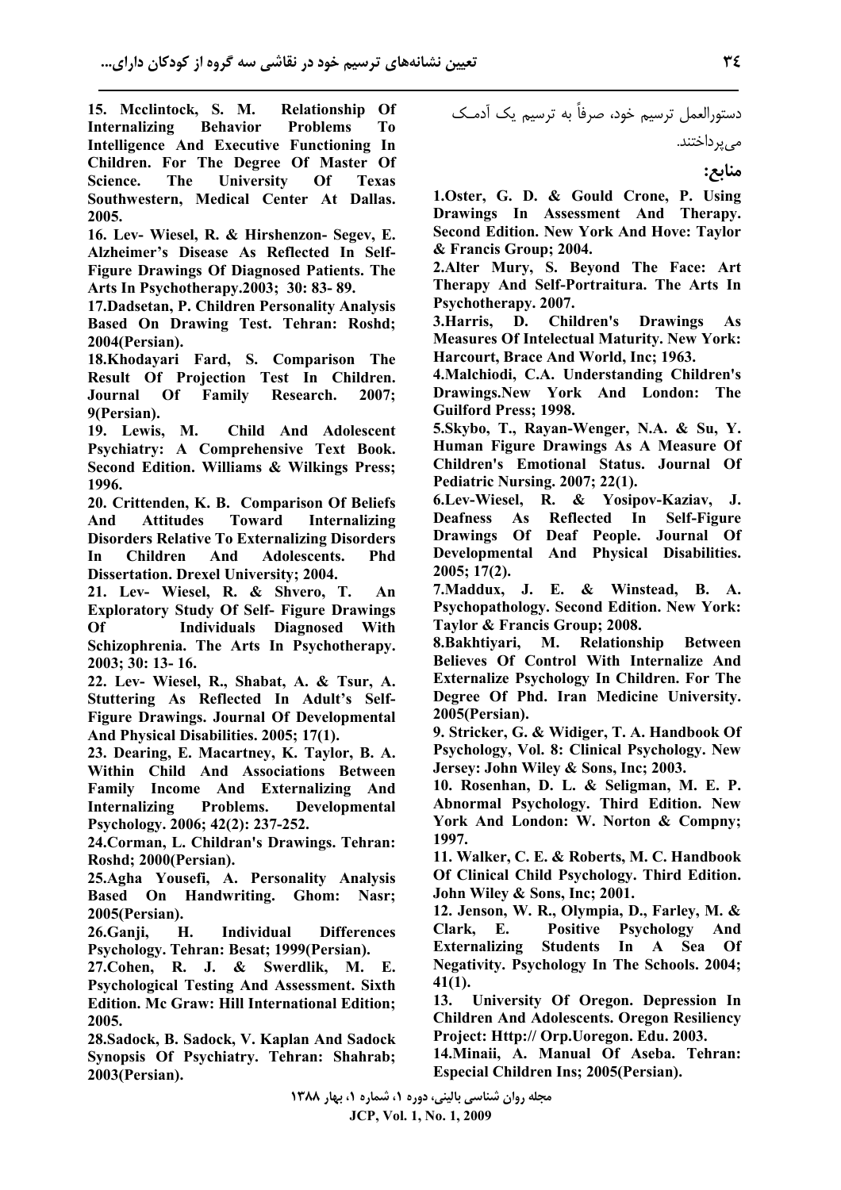دستورالعمل ترسیم خود، صرفاً به ترسیم یک آدمک می‌پرداختند.

## منابع:

**1.Oster, G. D. & Gould Crone, P. Using Drawings In Assessment And Therapy. Second Edition. New York And Hove: Taylor & Francis Group; 2004.**

**2.Alter Mury, S. Beyond The Face: Art Therapy And Self-Portraitura. The Arts In Psychotherapy. 2007.**

**3.Harris, D. Children's Drawings As Measures Of Intelectual Maturity. New York: Harcourt, Brace And World, Inc; 1963.**

**4.Malchiodi, C.A. Understanding Children's Drawings.New York And London: The Guilford Press; 1998.**

**5.Skybo, T., Rayan-Wenger, N.A. & Su, Y. Human Figure Drawings As A Measure Of Children's Emotional Status. Journal Of Pediatric Nursing. 2007; 22(1).**

**6.Lev-Wiesel, R. & Yosipov-Kaziav, J. Deafness As Reflected In Self-Figure Drawings Of Deaf People. Journal Of Developmental And Physical Disabilities. 2005; 17(2).**

**7.Maddux, J. E. & Winstead, B. A. Psychopathology. Second Edition. New York: Taylor & Francis Group; 2008.**

**8.Bakhtiyari, M. Relationship Between Believes Of Control With Internalize And Externalize Psychology In Children. For The Degree Of Phd. Iran Medicine University. 2005(Persian).**

**9. Stricker, G. & Widiger, T. A. Handbook Of Psychology, Vol. 8: Clinical Psychology. New Jersey: John Wiley & Sons, Inc; 2003.**

**10. Rosenhan, D. L. & Seligman, M. E. P. Abnormal Psychology. Third Edition. New York And London: W. Norton & Compny; 1997.**

**11. Walker, C. E. & Roberts, M. C. Handbook Of Clinical Child Psychology. Third Edition. John Wiley & Sons, Inc; 2001.**

**12. Jenson, W. R., Olympia, D., Farley, M. & Clark, E. Positive Psychology And Externalizing Students In A Sea Of Negativity. Psychology In The Schools. 2004; 41(1).**

**13. University Of Oregon. Depression In Children And Adolescents. Oregon Resiliency Project: Http:// Orp.Uoregon. Edu. 2003.**

**14.Minaii, A. Manual Of Aseba. Tehran: Especial Children Ins; 2005(Persian).**

**15. Mcclintock, S. M. Relationship Of Internalizing Behavior Problems To Intelligence And Executive Functioning In Children. For The Degree Of Master Of Science. The University Of Texas Southwestern, Medical Center At Dallas. 2005.**

**16. Lev- Wiesel, R. & Hirshenzon- Segev, E. Alzheimer's Disease As Reflected In Self-Figure Drawings Of Diagnosed Patients. The Arts In Psychotherapy.2003; 30: 83- 89.**

**17.Dadsetan, P. Children Personality Analysis Based On Drawing Test. Tehran: Roshd; 2004(Persian).**

**18.Khodayari Fard, S. Comparison The Result Of Projection Test In Children. Journal Of Family Research. 2007; 9(Persian).**

**19. Lewis, M. Child And Adolescent Psychiatry: A Comprehensive Text Book. Second Edition. Williams & Wilkings Press; 1996.**

**20. Crittenden, K. B. Comparison Of Beliefs And Attitudes Toward Internalizing Disorders Relative To Externalizing Disorders In Children And Adolescents. Phd Dissertation. Drexel University; 2004.**

**21. Lev- Wiesel, R. & Shvero, T. An Exploratory Study Of Self- Figure Drawings Of Individuals Diagnosed With Schizophrenia. The Arts In Psychotherapy. 2003; 30: 13- 16.**

**22. Lev- Wiesel, R., Shabat, A. & Tsur, A. Stuttering As Reflected In Adult's Self-Figure Drawings. Journal Of Developmental And Physical Disabilities. 2005; 17(1).**

**23. Dearing, E. Macartney, K. Taylor, B. A. Within Child And Associations Between Family Income And Externalizing And Internalizing Problems. Developmental Psychology. 2006; 42(2): 237-252.**

**24.Corman, L. Childran's Drawings. Tehran: Roshd; 2000(Persian).**

**25.Agha Yousefi, A. Personality Analysis Based On Handwriting. Ghom: Nasr; 2005(Persian).**

**26.Ganji, H. Individual Differences Psychology. Tehran: Besat; 1999(Persian).**

**27.Cohen, R. J. & Swerdlik, M. E. Psychological Testing And Assessment. Sixth Edition. Mc Graw: Hill International Edition; 2005.**

**28.Sadock, B. Sadock, V. Kaplan And Sadock Synopsis Of Psychiatry. Tehran: Shahrab; 2003(Persian).**